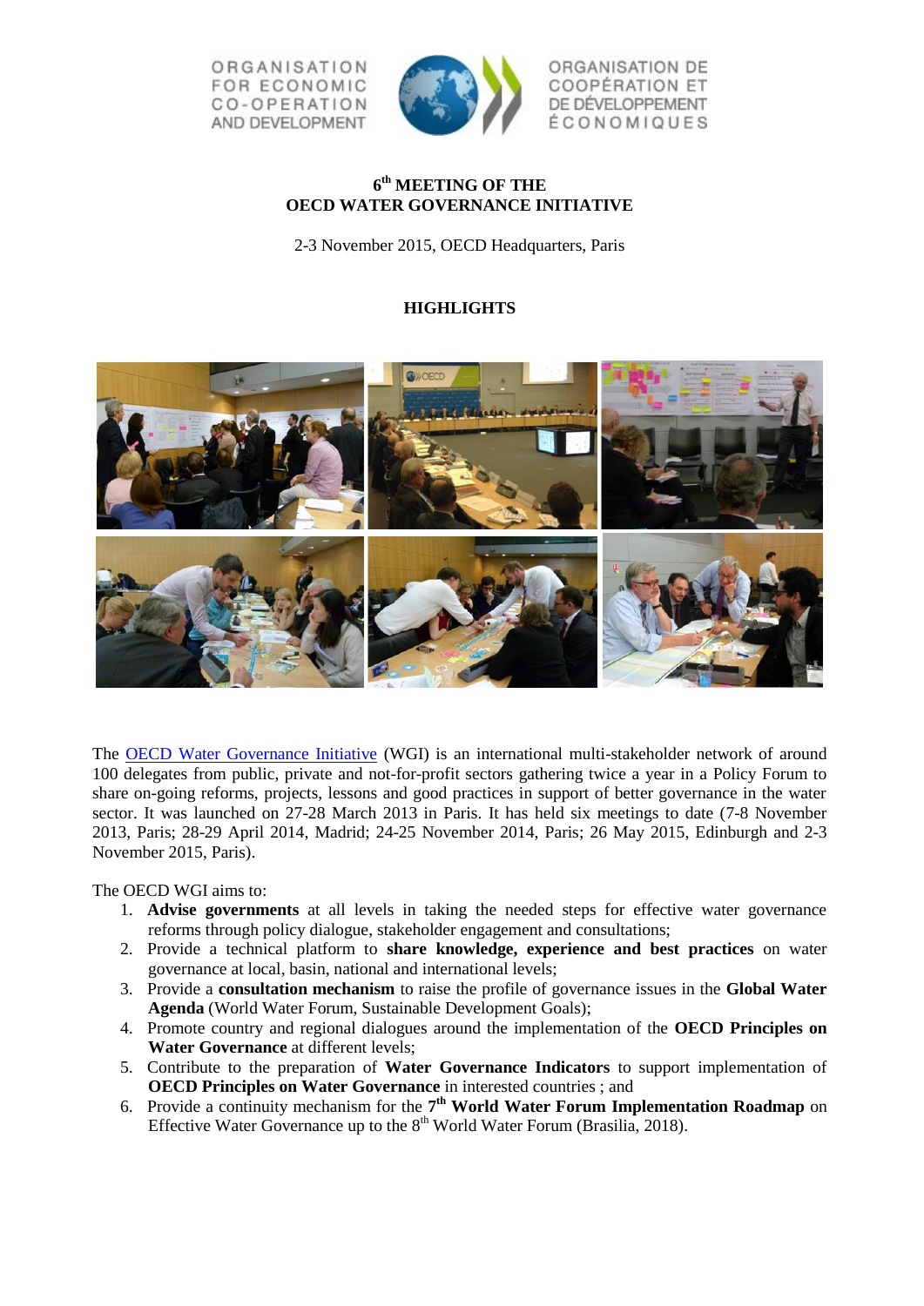ORGANISATION FOR ECONOMIC CO-OPERATION AND DEVELOPMENT

ORGANISATION DE COOPÉRATION ET DE DÉVELOPPEMENT ÉCONOMIQUES

# 6th MEETING OF THE OECD WATER GOVERNANCE INITIATIVE

2-3 November 2015, OECD Headquarters, Paris

## HIGHLIGHTS

The OECD Water Governance Initiative (WGI) is an international multi-stakeholder network of around 100 delegates from public, private and not-for-profit sectors gathering twice a year in a Policy Forum to share on-going reforms, projects, lessons and good practices in support of better governance in the water sector. It was launched on 27-28 March 2013 in Paris. It has held six meetings to date (7-8 November 2013, Paris; 28-29 April 2014, Madrid; 24-25 November 2014, Paris; 26 May 2015, Edinburgh and 2-3 November 2015, Paris).

The OECD WGI aims to:

1. **Advise governments** at all levels in taking the needed steps for effective water governance reforms through policy dialogue, stakeholder engagement and consultations;
2. Provide a technical platform to **share knowledge, experience and best practices** on water governance at local, basin, national and international levels;
3. Provide a **consultation mechanism** to raise the profile of governance issues in the **Global Water Agenda** (World Water Forum, Sustainable Development Goals);
4. Promote country and regional dialogues around the implementation of the **OECD Principles on Water Governance** at different levels;
5. Contribute to the preparation of **Water Governance Indicators** to support implementation of **OECD Principles on Water Governance** in interested countries ; and
6. Provide a continuity mechanism for the **7th World Water Forum Implementation Roadmap** on Effective Water Governance up to the 8th World Water Forum (Brasilia, 2018).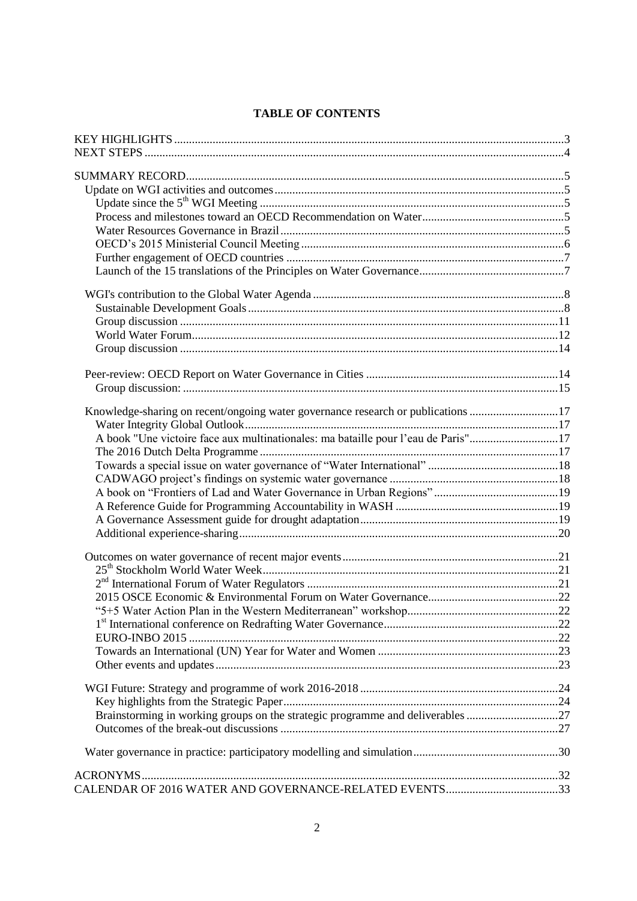**TABLE OF CONTENTS**

KEY HIGHLIGHTS ....................................................................................................................3
NEXT STEPS .............................................................................................................................4

SUMMARY RECORD.................................................................................................................5
- Update on WGI activities and outcomes ..................................................................................5
  - Update since the 5th WGI Meeting ......................................................................................5
  - Process and milestones toward an OECD Recommendation on Water...............................................5
  - Water Resources Governance in Brazil...............................................................................5
  - OECD's 2015 Ministerial Council Meeting ..........................................................................6
  - Further engagement of OECD countries ..............................................................................7
  - Launch of the 15 translations of the Principles on Water Governance.................................................7
- WGI's contribution to the Global Water Agenda .....................................................................8
  - Sustainable Development Goals..........................................................................................8
  - Group discussion ..............................................................................................................11
  - World Water Forum...........................................................................................................12
  - Group discussion ..............................................................................................................14
- Peer-review: OECD Report on Water Governance in Cities ..................................................14
  - Group discussion: .............................................................................................................15
- Knowledge-sharing on recent/ongoing water governance research or publications .............................17
  - Water Integrity Global Outlook..........................................................................................17
  - A book "Une victoire face aux multinationales: ma bataille pour l'eau de Paris"..............................17
  - The 2016 Dutch Delta Programme .....................................................................................17
  - Towards a special issue on water governance of "Water International" ............................................18
  - CADWAGO project's findings on systemic water governance ........................................................18
  - A book on "Frontiers of Lad and Water Governance in Urban Regions" ..........................................19
  - A Reference Guide for Programming Accountability in WASH .......................................................19
  - A Governance Assessment guide for drought adaptation..................................................................19
  - Additional experience-sharing............................................................................................20
- Outcomes on water governance of recent major events..........................................................21
  - 25th Stockholm World Water Week....................................................................................21
  - 2nd International Forum of Water Regulators .....................................................................21
  - 2015 OSCE Economic & Environmental Forum on Water Governance............................................22
  - "5+5 Water Action Plan in the Western Mediterranean" workshop..................................................22
  - 1st International conference on Redrafting Water Governance...........................................................22
  - EURO-INBO 2015 ............................................................................................................22
  - Towards an International (UN) Year for Water and Women .............................................................23
  - Other events and updates...................................................................................................23
- WGI Future: Strategy and programme of work 2016-2018 ....................................................24
  - Key highlights from the Strategic Paper.............................................................................24
  - Brainstorming in working groups on the strategic programme and deliverables ...............................27
  - Outcomes of the break-out discussions ..............................................................................27
- Water governance in practice: participatory modelling and simulation.................................................30

ACRONYMS.............................................................................................................................32
CALENDAR OF 2016 WATER AND GOVERNANCE-RELATED EVENTS......................................33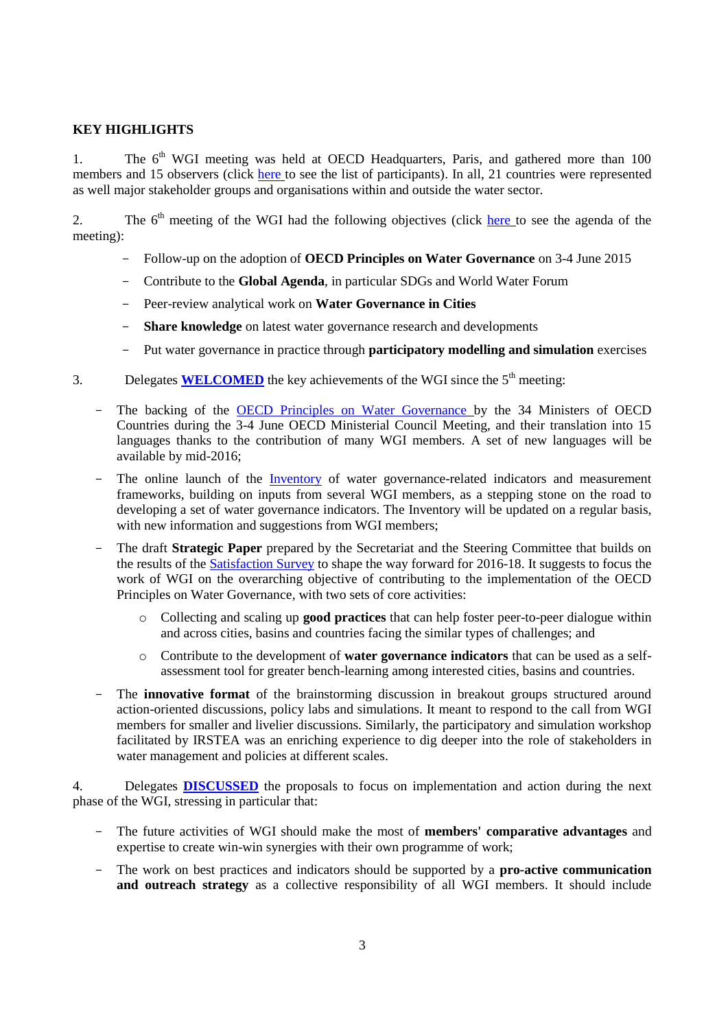**KEY HIGHLIGHTS**

1. The 6th WGI meeting was held at OECD Headquarters, Paris, and gathered more than 100 members and 15 observers (click here to see the list of participants). In all, 21 countries were represented as well major stakeholder groups and organisations within and outside the water sector.

2. The 6th meeting of the WGI had the following objectives (click here to see the agenda of the meeting):

- Follow-up on the adoption of **OECD Principles on Water Governance** on 3-4 June 2015
- Contribute to the **Global Agenda**, in particular SDGs and World Water Forum
- Peer-review analytical work on **Water Governance in Cities**
- **Share knowledge** on latest water governance research and developments
- Put water governance in practice through **participatory modelling and simulation** exercises

3. Delegates **WELCOMED** the key achievements of the WGI since the 5th meeting:

- The backing of the OECD Principles on Water Governance by the 34 Ministers of OECD Countries during the 3-4 June OECD Ministerial Council Meeting, and their translation into 15 languages thanks to the contribution of many WGI members. A set of new languages will be available by mid-2016;
- The online launch of the Inventory of water governance-related indicators and measurement frameworks, building on inputs from several WGI members, as a stepping stone on the road to developing a set of water governance indicators. The Inventory will be updated on a regular basis, with new information and suggestions from WGI members;
- The draft **Strategic Paper** prepared by the Secretariat and the Steering Committee that builds on the results of the Satisfaction Survey to shape the way forward for 2016-18. It suggests to focus the work of WGI on the overarching objective of contributing to the implementation of the OECD Principles on Water Governance, with two sets of core activities:
  - Collecting and scaling up **good practices** that can help foster peer-to-peer dialogue within and across cities, basins and countries facing the similar types of challenges; and
  - Contribute to the development of **water governance indicators** that can be used as a self-assessment tool for greater bench-learning among interested cities, basins and countries.
- The **innovative format** of the brainstorming discussion in breakout groups structured around action-oriented discussions, policy labs and simulations. It meant to respond to the call from WGI members for smaller and livelier discussions. Similarly, the participatory and simulation workshop facilitated by IRSTEA was an enriching experience to dig deeper into the role of stakeholders in water management and policies at different scales.

4. Delegates **DISCUSSED** the proposals to focus on implementation and action during the next phase of the WGI, stressing in particular that:

- The future activities of WGI should make the most of **members' comparative advantages** and expertise to create win-win synergies with their own programme of work;
- The work on best practices and indicators should be supported by a **pro-active communication and outreach strategy** as a collective responsibility of all WGI members. It should include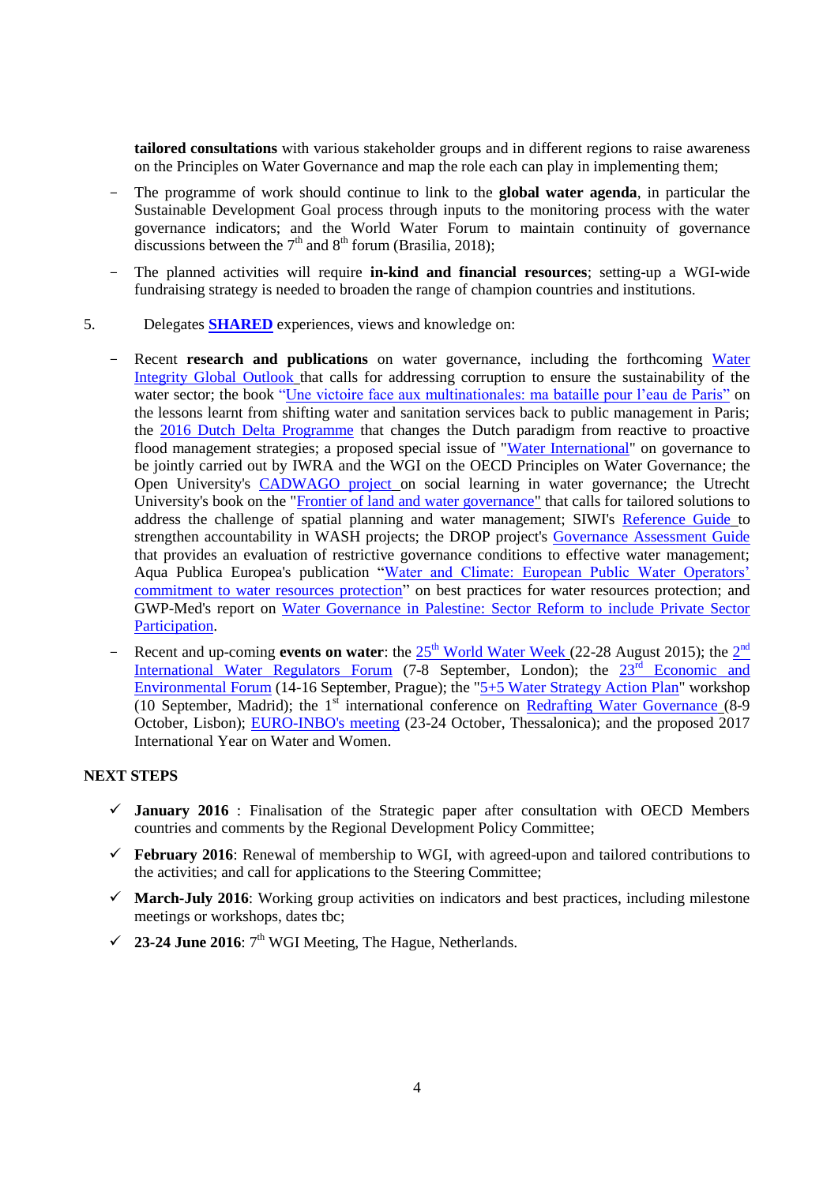**tailored consultations** with various stakeholder groups and in different regions to raise awareness on the Principles on Water Governance and map the role each can play in implementing them;

- The programme of work should continue to link to the **global water agenda**, in particular the Sustainable Development Goal process through inputs to the monitoring process with the water governance indicators; and the World Water Forum to maintain continuity of governance discussions between the 7th and 8th forum (Brasilia, 2018);
- The planned activities will require **in-kind and financial resources**; setting-up a WGI-wide fundraising strategy is needed to broaden the range of champion countries and institutions.

5. Delegates **SHARED** experiences, views and knowledge on:

- Recent **research and publications** on water governance, including the forthcoming Water Integrity Global Outlook that calls for addressing corruption to ensure the sustainability of the water sector; the book "Une victoire face aux multinationales: ma bataille pour l'eau de Paris" on the lessons learnt from shifting water and sanitation services back to public management in Paris; the 2016 Dutch Delta Programme that changes the Dutch paradigm from reactive to proactive flood management strategies; a proposed special issue of "Water International" on governance to be jointly carried out by IWRA and the WGI on the OECD Principles on Water Governance; the Open University's CADWAGO project on social learning in water governance; the Utrecht University's book on the "Frontier of land and water governance" that calls for tailored solutions to address the challenge of spatial planning and water management; SIWI's Reference Guide to strengthen accountability in WASH projects; the DROP project's Governance Assessment Guide that provides an evaluation of restrictive governance conditions to effective water management; Aqua Publica Europea's publication "Water and Climate: European Public Water Operators' commitment to water resources protection" on best practices for water resources protection; and GWP-Med's report on Water Governance in Palestine: Sector Reform to include Private Sector Participation.
- Recent and up-coming **events on water**: the 25th World Water Week (22-28 August 2015); the 2nd International Water Regulators Forum (7-8 September, London); the 23rd Economic and Environmental Forum (14-16 September, Prague); the "5+5 Water Strategy Action Plan" workshop (10 September, Madrid); the 1st international conference on Redrafting Water Governance (8-9 October, Lisbon); EURO-INBO's meeting (23-24 October, Thessalonica); and the proposed 2017 International Year on Water and Women.

## NEXT STEPS

- ✓ **January 2016** : Finalisation of the Strategic paper after consultation with OECD Members countries and comments by the Regional Development Policy Committee;
- ✓ **February 2016**: Renewal of membership to WGI, with agreed-upon and tailored contributions to the activities; and call for applications to the Steering Committee;
- ✓ **March-July 2016**: Working group activities on indicators and best practices, including milestone meetings or workshops, dates tbc;
- ✓ **23-24 June 2016**: 7th WGI Meeting, The Hague, Netherlands.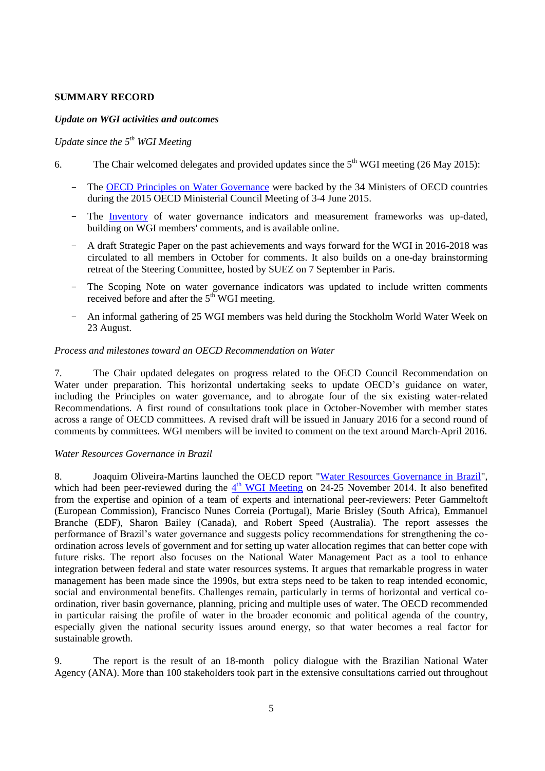**SUMMARY RECORD**

***Update on WGI activities and outcomes***

*Update since the 5th WGI Meeting*

6. The Chair welcomed delegates and provided updates since the 5th WGI meeting (26 May 2015):

- The OECD Principles on Water Governance were backed by the 34 Ministers of OECD countries during the 2015 OECD Ministerial Council Meeting of 3-4 June 2015.
- The Inventory of water governance indicators and measurement frameworks was up-dated, building on WGI members' comments, and is available online.
- A draft Strategic Paper on the past achievements and ways forward for the WGI in 2016-2018 was circulated to all members in October for comments. It also builds on a one-day brainstorming retreat of the Steering Committee, hosted by SUEZ on 7 September in Paris.
- The Scoping Note on water governance indicators was updated to include written comments received before and after the 5th WGI meeting.
- An informal gathering of 25 WGI members was held during the Stockholm World Water Week on 23 August.

*Process and milestones toward an OECD Recommendation on Water*

7. The Chair updated delegates on progress related to the OECD Council Recommendation on Water under preparation. This horizontal undertaking seeks to update OECD's guidance on water, including the Principles on water governance, and to abrogate four of the six existing water-related Recommendations. A first round of consultations took place in October-November with member states across a range of OECD committees. A revised draft will be issued in January 2016 for a second round of comments by committees. WGI members will be invited to comment on the text around March-April 2016.

*Water Resources Governance in Brazil*

8. Joaquim Oliveira-Martins launched the OECD report "Water Resources Governance in Brazil", which had been peer-reviewed during the 4th WGI Meeting on 24-25 November 2014. It also benefited from the expertise and opinion of a team of experts and international peer-reviewers: Peter Gammeltoft (European Commission), Francisco Nunes Correia (Portugal), Marie Brisley (South Africa), Emmanuel Branche (EDF), Sharon Bailey (Canada), and Robert Speed (Australia). The report assesses the performance of Brazil's water governance and suggests policy recommendations for strengthening the co-ordination across levels of government and for setting up water allocation regimes that can better cope with future risks. The report also focuses on the National Water Management Pact as a tool to enhance integration between federal and state water resources systems. It argues that remarkable progress in water management has been made since the 1990s, but extra steps need to be taken to reap intended economic, social and environmental benefits. Challenges remain, particularly in terms of horizontal and vertical co-ordination, river basin governance, planning, pricing and multiple uses of water. The OECD recommended in particular raising the profile of water in the broader economic and political agenda of the country, especially given the national security issues around energy, so that water becomes a real factor for sustainable growth.

9. The report is the result of an 18-month policy dialogue with the Brazilian National Water Agency (ANA). More than 100 stakeholders took part in the extensive consultations carried out throughout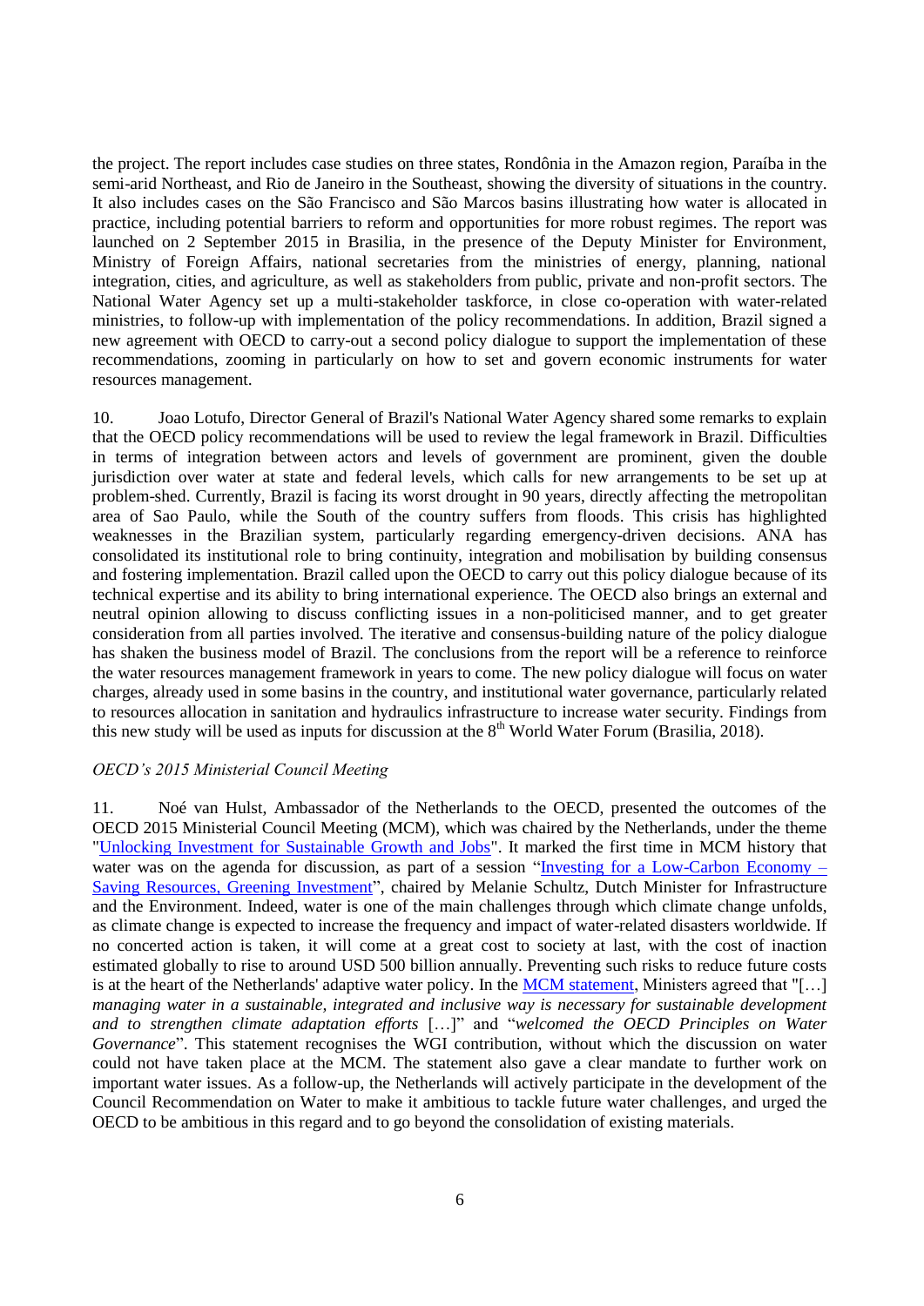the project. The report includes case studies on three states, Rondônia in the Amazon region, Paraíba in the semi-arid Northeast, and Rio de Janeiro in the Southeast, showing the diversity of situations in the country. It also includes cases on the São Francisco and São Marcos basins illustrating how water is allocated in practice, including potential barriers to reform and opportunities for more robust regimes. The report was launched on 2 September 2015 in Brasilia, in the presence of the Deputy Minister for Environment, Ministry of Foreign Affairs, national secretaries from the ministries of energy, planning, national integration, cities, and agriculture, as well as stakeholders from public, private and non-profit sectors. The National Water Agency set up a multi-stakeholder taskforce, in close co-operation with water-related ministries, to follow-up with implementation of the policy recommendations. In addition, Brazil signed a new agreement with OECD to carry-out a second policy dialogue to support the implementation of these recommendations, zooming in particularly on how to set and govern economic instruments for water resources management.

10. Joao Lotufo, Director General of Brazil's National Water Agency shared some remarks to explain that the OECD policy recommendations will be used to review the legal framework in Brazil. Difficulties in terms of integration between actors and levels of government are prominent, given the double jurisdiction over water at state and federal levels, which calls for new arrangements to be set up at problem-shed. Currently, Brazil is facing its worst drought in 90 years, directly affecting the metropolitan area of Sao Paulo, while the South of the country suffers from floods. This crisis has highlighted weaknesses in the Brazilian system, particularly regarding emergency-driven decisions. ANA has consolidated its institutional role to bring continuity, integration and mobilisation by building consensus and fostering implementation. Brazil called upon the OECD to carry out this policy dialogue because of its technical expertise and its ability to bring international experience. The OECD also brings an external and neutral opinion allowing to discuss conflicting issues in a non-politicised manner, and to get greater consideration from all parties involved. The iterative and consensus-building nature of the policy dialogue has shaken the business model of Brazil. The conclusions from the report will be a reference to reinforce the water resources management framework in years to come. The new policy dialogue will focus on water charges, already used in some basins in the country, and institutional water governance, particularly related to resources allocation in sanitation and hydraulics infrastructure to increase water security. Findings from this new study will be used as inputs for discussion at the 8th World Water Forum (Brasilia, 2018).

*OECD's 2015 Ministerial Council Meeting*

11. Noé van Hulst, Ambassador of the Netherlands to the OECD, presented the outcomes of the OECD 2015 Ministerial Council Meeting (MCM), which was chaired by the Netherlands, under the theme "Unlocking Investment for Sustainable Growth and Jobs". It marked the first time in MCM history that water was on the agenda for discussion, as part of a session "Investing for a Low-Carbon Economy – Saving Resources, Greening Investment", chaired by Melanie Schultz, Dutch Minister for Infrastructure and the Environment. Indeed, water is one of the main challenges through which climate change unfolds, as climate change is expected to increase the frequency and impact of water-related disasters worldwide. If no concerted action is taken, it will come at a great cost to society at last, with the cost of inaction estimated globally to rise to around USD 500 billion annually. Preventing such risks to reduce future costs is at the heart of the Netherlands' adaptive water policy. In the MCM statement, Ministers agreed that "[…] *managing water in a sustainable, integrated and inclusive way is necessary for sustainable development and to strengthen climate adaptation efforts* […]" and "*welcomed the OECD Principles on Water Governance*". This statement recognises the WGI contribution, without which the discussion on water could not have taken place at the MCM. The statement also gave a clear mandate to further work on important water issues. As a follow-up, the Netherlands will actively participate in the development of the Council Recommendation on Water to make it ambitious to tackle future water challenges, and urged the OECD to be ambitious in this regard and to go beyond the consolidation of existing materials.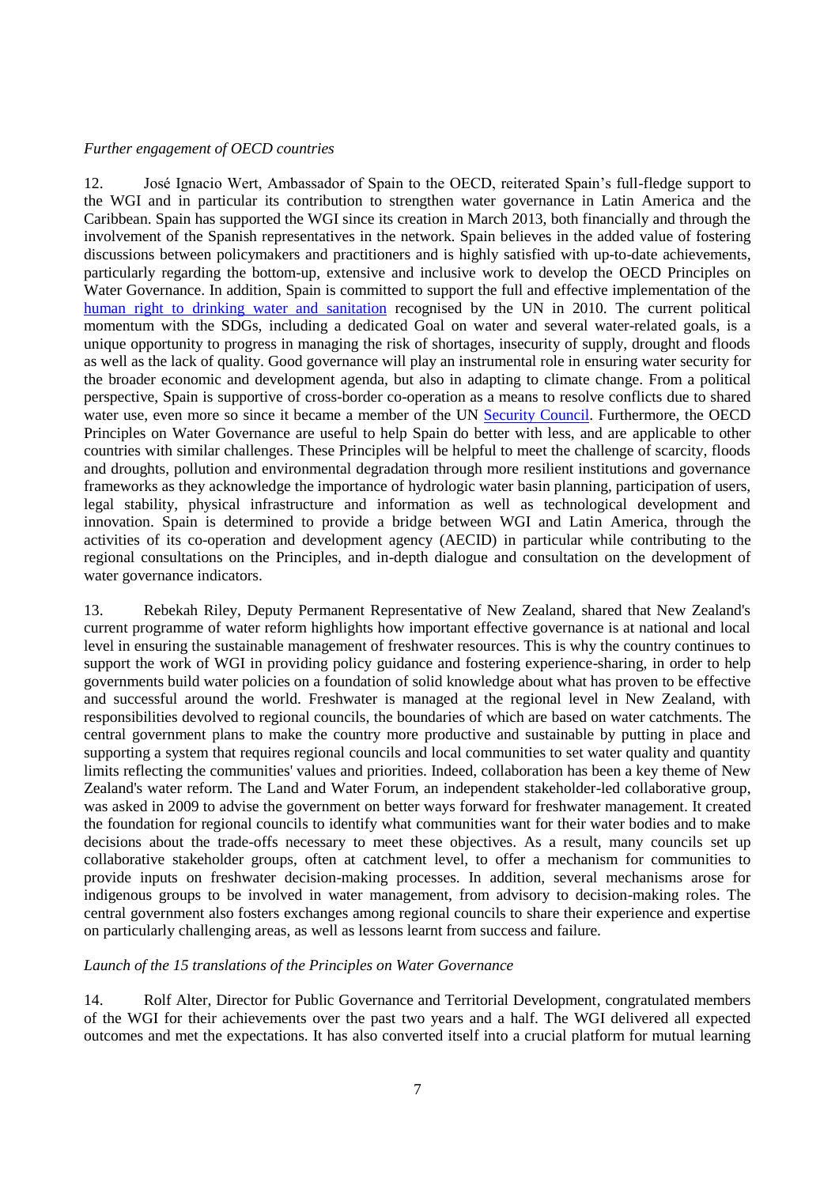*Further engagement of OECD countries*

12. José Ignacio Wert, Ambassador of Spain to the OECD, reiterated Spain's full-fledge support to the WGI and in particular its contribution to strengthen water governance in Latin America and the Caribbean. Spain has supported the WGI since its creation in March 2013, both financially and through the involvement of the Spanish representatives in the network. Spain believes in the added value of fostering discussions between policymakers and practitioners and is highly satisfied with up-to-date achievements, particularly regarding the bottom-up, extensive and inclusive work to develop the OECD Principles on Water Governance. In addition, Spain is committed to support the full and effective implementation of the human right to drinking water and sanitation recognised by the UN in 2010. The current political momentum with the SDGs, including a dedicated Goal on water and several water-related goals, is a unique opportunity to progress in managing the risk of shortages, insecurity of supply, drought and floods as well as the lack of quality. Good governance will play an instrumental role in ensuring water security for the broader economic and development agenda, but also in adapting to climate change. From a political perspective, Spain is supportive of cross-border co-operation as a means to resolve conflicts due to shared water use, even more so since it became a member of the UN Security Council. Furthermore, the OECD Principles on Water Governance are useful to help Spain do better with less, and are applicable to other countries with similar challenges. These Principles will be helpful to meet the challenge of scarcity, floods and droughts, pollution and environmental degradation through more resilient institutions and governance frameworks as they acknowledge the importance of hydrologic water basin planning, participation of users, legal stability, physical infrastructure and information as well as technological development and innovation. Spain is determined to provide a bridge between WGI and Latin America, through the activities of its co-operation and development agency (AECID) in particular while contributing to the regional consultations on the Principles, and in-depth dialogue and consultation on the development of water governance indicators.

13. Rebekah Riley, Deputy Permanent Representative of New Zealand, shared that New Zealand's current programme of water reform highlights how important effective governance is at national and local level in ensuring the sustainable management of freshwater resources. This is why the country continues to support the work of WGI in providing policy guidance and fostering experience-sharing, in order to help governments build water policies on a foundation of solid knowledge about what has proven to be effective and successful around the world. Freshwater is managed at the regional level in New Zealand, with responsibilities devolved to regional councils, the boundaries of which are based on water catchments. The central government plans to make the country more productive and sustainable by putting in place and supporting a system that requires regional councils and local communities to set water quality and quantity limits reflecting the communities' values and priorities. Indeed, collaboration has been a key theme of New Zealand's water reform. The Land and Water Forum, an independent stakeholder-led collaborative group, was asked in 2009 to advise the government on better ways forward for freshwater management. It created the foundation for regional councils to identify what communities want for their water bodies and to make decisions about the trade-offs necessary to meet these objectives. As a result, many councils set up collaborative stakeholder groups, often at catchment level, to offer a mechanism for communities to provide inputs on freshwater decision-making processes. In addition, several mechanisms arose for indigenous groups to be involved in water management, from advisory to decision-making roles. The central government also fosters exchanges among regional councils to share their experience and expertise on particularly challenging areas, as well as lessons learnt from success and failure.

*Launch of the 15 translations of the Principles on Water Governance*

14. Rolf Alter, Director for Public Governance and Territorial Development, congratulated members of the WGI for their achievements over the past two years and a half. The WGI delivered all expected outcomes and met the expectations. It has also converted itself into a crucial platform for mutual learning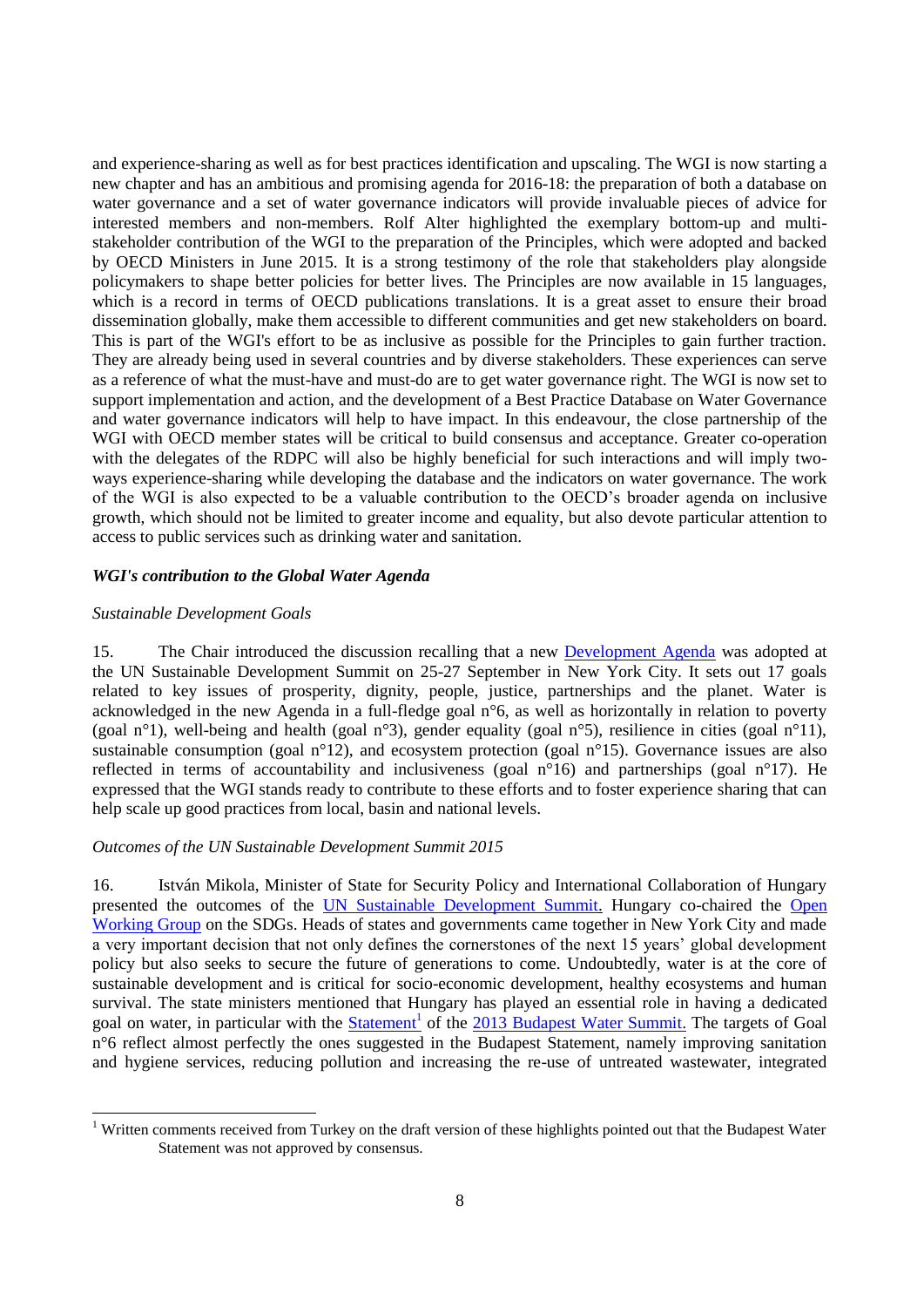and experience-sharing as well as for best practices identification and upscaling. The WGI is now starting a new chapter and has an ambitious and promising agenda for 2016-18: the preparation of both a database on water governance and a set of water governance indicators will provide invaluable pieces of advice for interested members and non-members. Rolf Alter highlighted the exemplary bottom-up and multi-stakeholder contribution of the WGI to the preparation of the Principles, which were adopted and backed by OECD Ministers in June 2015. It is a strong testimony of the role that stakeholders play alongside policymakers to shape better policies for better lives. The Principles are now available in 15 languages, which is a record in terms of OECD publications translations. It is a great asset to ensure their broad dissemination globally, make them accessible to different communities and get new stakeholders on board. This is part of the WGI's effort to be as inclusive as possible for the Principles to gain further traction. They are already being used in several countries and by diverse stakeholders. These experiences can serve as a reference of what the must-have and must-do are to get water governance right. The WGI is now set to support implementation and action, and the development of a Best Practice Database on Water Governance and water governance indicators will help to have impact. In this endeavour, the close partnership of the WGI with OECD member states will be critical to build consensus and acceptance. Greater co-operation with the delegates of the RDPC will also be highly beneficial for such interactions and will imply two-ways experience-sharing while developing the database and the indicators on water governance. The work of the WGI is also expected to be a valuable contribution to the OECD's broader agenda on inclusive growth, which should not be limited to greater income and equality, but also devote particular attention to access to public services such as drinking water and sanitation.

### *WGI's contribution to the Global Water Agenda*

*Sustainable Development Goals*

15. The Chair introduced the discussion recalling that a new Development Agenda was adopted at the UN Sustainable Development Summit on 25-27 September in New York City. It sets out 17 goals related to key issues of prosperity, dignity, people, justice, partnerships and the planet. Water is acknowledged in the new Agenda in a full-fledge goal n°6, as well as horizontally in relation to poverty (goal n°1), well-being and health (goal n°3), gender equality (goal n°5), resilience in cities (goal n°11), sustainable consumption (goal n°12), and ecosystem protection (goal n°15). Governance issues are also reflected in terms of accountability and inclusiveness (goal n°16) and partnerships (goal n°17). He expressed that the WGI stands ready to contribute to these efforts and to foster experience sharing that can help scale up good practices from local, basin and national levels.

*Outcomes of the UN Sustainable Development Summit 2015*

16. István Mikola, Minister of State for Security Policy and International Collaboration of Hungary presented the outcomes of the UN Sustainable Development Summit. Hungary co-chaired the Open Working Group on the SDGs. Heads of states and governments came together in New York City and made a very important decision that not only defines the cornerstones of the next 15 years' global development policy but also seeks to secure the future of generations to come. Undoubtedly, water is at the core of sustainable development and is critical for socio-economic development, healthy ecosystems and human survival. The state ministers mentioned that Hungary has played an essential role in having a dedicated goal on water, in particular with the Statement[1] of the 2013 Budapest Water Summit. The targets of Goal n°6 reflect almost perfectly the ones suggested in the Budapest Statement, namely improving sanitation and hygiene services, reducing pollution and increasing the re-use of untreated wastewater, integrated

[1] Written comments received from Turkey on the draft version of these highlights pointed out that the Budapest Water Statement was not approved by consensus.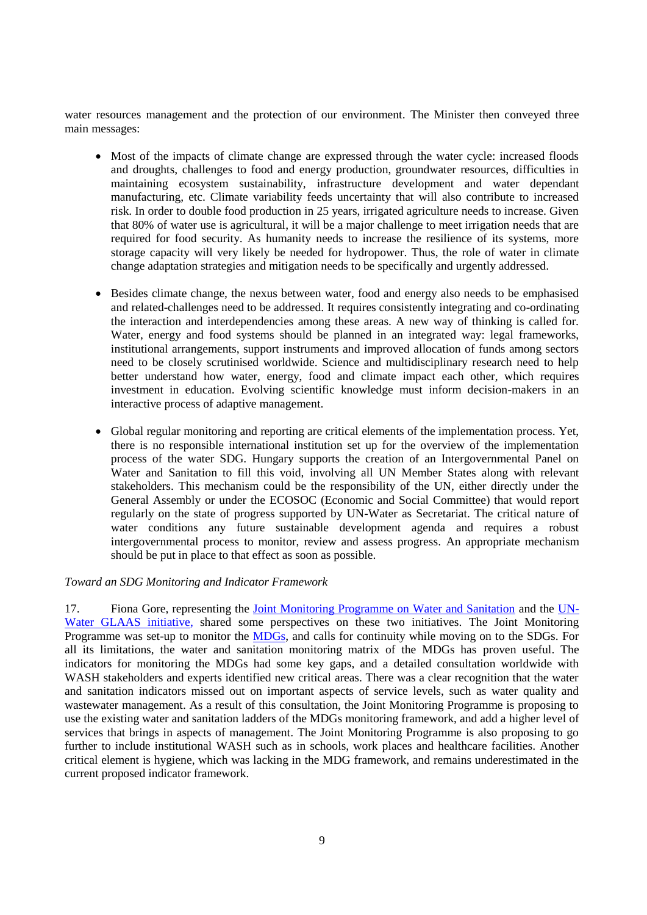water resources management and the protection of our environment. The Minister then conveyed three main messages:

- Most of the impacts of climate change are expressed through the water cycle: increased floods and droughts, challenges to food and energy production, groundwater resources, difficulties in maintaining ecosystem sustainability, infrastructure development and water dependant manufacturing, etc. Climate variability feeds uncertainty that will also contribute to increased risk. In order to double food production in 25 years, irrigated agriculture needs to increase. Given that 80% of water use is agricultural, it will be a major challenge to meet irrigation needs that are required for food security. As humanity needs to increase the resilience of its systems, more storage capacity will very likely be needed for hydropower. Thus, the role of water in climate change adaptation strategies and mitigation needs to be specifically and urgently addressed.

- Besides climate change, the nexus between water, food and energy also needs to be emphasised and related-challenges need to be addressed. It requires consistently integrating and co-ordinating the interaction and interdependencies among these areas. A new way of thinking is called for. Water, energy and food systems should be planned in an integrated way: legal frameworks, institutional arrangements, support instruments and improved allocation of funds among sectors need to be closely scrutinised worldwide. Science and multidisciplinary research need to help better understand how water, energy, food and climate impact each other, which requires investment in education. Evolving scientific knowledge must inform decision-makers in an interactive process of adaptive management.

- Global regular monitoring and reporting are critical elements of the implementation process. Yet, there is no responsible international institution set up for the overview of the implementation process of the water SDG. Hungary supports the creation of an Intergovernmental Panel on Water and Sanitation to fill this void, involving all UN Member States along with relevant stakeholders. This mechanism could be the responsibility of the UN, either directly under the General Assembly or under the ECOSOC (Economic and Social Committee) that would report regularly on the state of progress supported by UN-Water as Secretariat. The critical nature of water conditions any future sustainable development agenda and requires a robust intergovernmental process to monitor, review and assess progress. An appropriate mechanism should be put in place to that effect as soon as possible.

*Toward an SDG Monitoring and Indicator Framework*

17. Fiona Gore, representing the Joint Monitoring Programme on Water and Sanitation and the UN-Water GLAAS initiative, shared some perspectives on these two initiatives. The Joint Monitoring Programme was set-up to monitor the MDGs, and calls for continuity while moving on to the SDGs. For all its limitations, the water and sanitation monitoring matrix of the MDGs has proven useful. The indicators for monitoring the MDGs had some key gaps, and a detailed consultation worldwide with WASH stakeholders and experts identified new critical areas. There was a clear recognition that the water and sanitation indicators missed out on important aspects of service levels, such as water quality and wastewater management. As a result of this consultation, the Joint Monitoring Programme is proposing to use the existing water and sanitation ladders of the MDGs monitoring framework, and add a higher level of services that brings in aspects of management. The Joint Monitoring Programme is also proposing to go further to include institutional WASH such as in schools, work places and healthcare facilities. Another critical element is hygiene, which was lacking in the MDG framework, and remains underestimated in the current proposed indicator framework.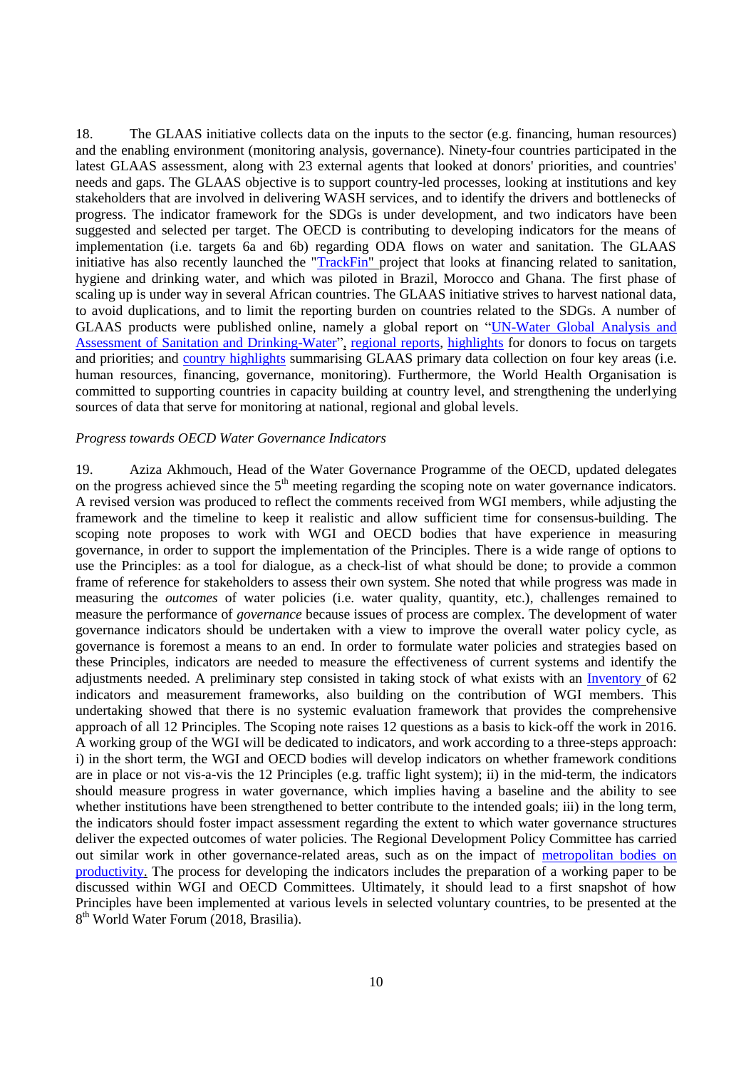18. The GLAAS initiative collects data on the inputs to the sector (e.g. financing, human resources) and the enabling environment (monitoring analysis, governance). Ninety-four countries participated in the latest GLAAS assessment, along with 23 external agents that looked at donors' priorities, and countries' needs and gaps. The GLAAS objective is to support country-led processes, looking at institutions and key stakeholders that are involved in delivering WASH services, and to identify the drivers and bottlenecks of progress. The indicator framework for the SDGs is under development, and two indicators have been suggested and selected per target. The OECD is contributing to developing indicators for the means of implementation (i.e. targets 6a and 6b) regarding ODA flows on water and sanitation. The GLAAS initiative has also recently launched the "TrackFin" project that looks at financing related to sanitation, hygiene and drinking water, and which was piloted in Brazil, Morocco and Ghana. The first phase of scaling up is under way in several African countries. The GLAAS initiative strives to harvest national data, to avoid duplications, and to limit the reporting burden on countries related to the SDGs. A number of GLAAS products were published online, namely a global report on "UN-Water Global Analysis and Assessment of Sanitation and Drinking-Water", regional reports, highlights for donors to focus on targets and priorities; and country highlights summarising GLAAS primary data collection on four key areas (i.e. human resources, financing, governance, monitoring). Furthermore, the World Health Organisation is committed to supporting countries in capacity building at country level, and strengthening the underlying sources of data that serve for monitoring at national, regional and global levels.

*Progress towards OECD Water Governance Indicators*

19. Aziza Akhmouch, Head of the Water Governance Programme of the OECD, updated delegates on the progress achieved since the 5th meeting regarding the scoping note on water governance indicators. A revised version was produced to reflect the comments received from WGI members, while adjusting the framework and the timeline to keep it realistic and allow sufficient time for consensus-building. The scoping note proposes to work with WGI and OECD bodies that have experience in measuring governance, in order to support the implementation of the Principles. There is a wide range of options to use the Principles: as a tool for dialogue, as a check-list of what should be done; to provide a common frame of reference for stakeholders to assess their own system. She noted that while progress was made in measuring the *outcomes* of water policies (i.e. water quality, quantity, etc.), challenges remained to measure the performance of *governance* because issues of process are complex. The development of water governance indicators should be undertaken with a view to improve the overall water policy cycle, as governance is foremost a means to an end. In order to formulate water policies and strategies based on these Principles, indicators are needed to measure the effectiveness of current systems and identify the adjustments needed. A preliminary step consisted in taking stock of what exists with an Inventory of 62 indicators and measurement frameworks, also building on the contribution of WGI members. This undertaking showed that there is no systemic evaluation framework that provides the comprehensive approach of all 12 Principles. The Scoping note raises 12 questions as a basis to kick-off the work in 2016. A working group of the WGI will be dedicated to indicators, and work according to a three-steps approach: i) in the short term, the WGI and OECD bodies will develop indicators on whether framework conditions are in place or not vis-a-vis the 12 Principles (e.g. traffic light system); ii) in the mid-term, the indicators should measure progress in water governance, which implies having a baseline and the ability to see whether institutions have been strengthened to better contribute to the intended goals; iii) in the long term, the indicators should foster impact assessment regarding the extent to which water governance structures deliver the expected outcomes of water policies. The Regional Development Policy Committee has carried out similar work in other governance-related areas, such as on the impact of metropolitan bodies on productivity. The process for developing the indicators includes the preparation of a working paper to be discussed within WGI and OECD Committees. Ultimately, it should lead to a first snapshot of how Principles have been implemented at various levels in selected voluntary countries, to be presented at the 8th World Water Forum (2018, Brasilia).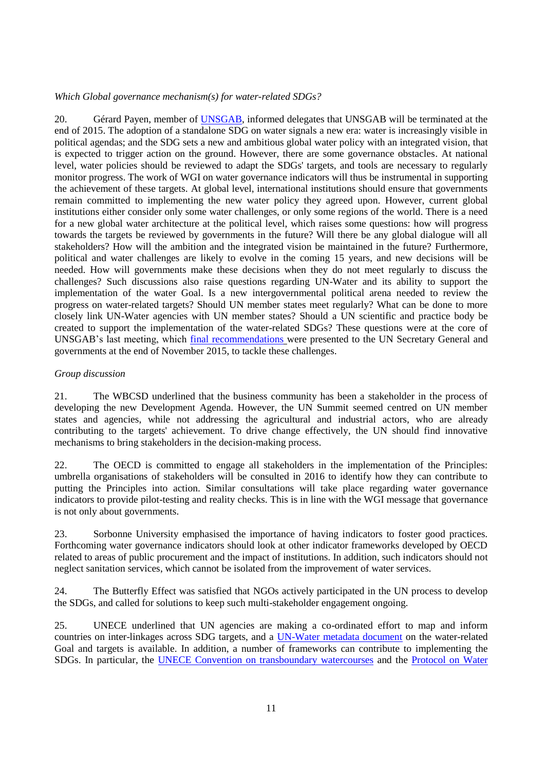*Which Global governance mechanism(s) for water-related SDGs?*

20. Gérard Payen, member of UNSGAB, informed delegates that UNSGAB will be terminated at the end of 2015. The adoption of a standalone SDG on water signals a new era: water is increasingly visible in political agendas; and the SDG sets a new and ambitious global water policy with an integrated vision, that is expected to trigger action on the ground. However, there are some governance obstacles. At national level, water policies should be reviewed to adapt the SDGs' targets, and tools are necessary to regularly monitor progress. The work of WGI on water governance indicators will thus be instrumental in supporting the achievement of these targets. At global level, international institutions should ensure that governments remain committed to implementing the new water policy they agreed upon. However, current global institutions either consider only some water challenges, or only some regions of the world. There is a need for a new global water architecture at the political level, which raises some questions: how will progress towards the targets be reviewed by governments in the future? Will there be any global dialogue will all stakeholders? How will the ambition and the integrated vision be maintained in the future? Furthermore, political and water challenges are likely to evolve in the coming 15 years, and new decisions will be needed. How will governments make these decisions when they do not meet regularly to discuss the challenges? Such discussions also raise questions regarding UN-Water and its ability to support the implementation of the water Goal. Is a new intergovernmental political arena needed to review the progress on water-related targets? Should UN member states meet regularly? What can be done to more closely link UN-Water agencies with UN member states? Should a UN scientific and practice body be created to support the implementation of the water-related SDGs? These questions were at the core of UNSGAB's last meeting, which final recommendations were presented to the UN Secretary General and governments at the end of November 2015, to tackle these challenges.

*Group discussion*

21. The WBCSD underlined that the business community has been a stakeholder in the process of developing the new Development Agenda. However, the UN Summit seemed centred on UN member states and agencies, while not addressing the agricultural and industrial actors, who are already contributing to the targets' achievement. To drive change effectively, the UN should find innovative mechanisms to bring stakeholders in the decision-making process.

22. The OECD is committed to engage all stakeholders in the implementation of the Principles: umbrella organisations of stakeholders will be consulted in 2016 to identify how they can contribute to putting the Principles into action. Similar consultations will take place regarding water governance indicators to provide pilot-testing and reality checks. This is in line with the WGI message that governance is not only about governments.

23. Sorbonne University emphasised the importance of having indicators to foster good practices. Forthcoming water governance indicators should look at other indicator frameworks developed by OECD related to areas of public procurement and the impact of institutions. In addition, such indicators should not neglect sanitation services, which cannot be isolated from the improvement of water services.

24. The Butterfly Effect was satisfied that NGOs actively participated in the UN process to develop the SDGs, and called for solutions to keep such multi-stakeholder engagement ongoing.

25. UNECE underlined that UN agencies are making a co-ordinated effort to map and inform countries on inter-linkages across SDG targets, and a UN-Water metadata document on the water-related Goal and targets is available. In addition, a number of frameworks can contribute to implementing the SDGs. In particular, the UNECE Convention on transboundary watercourses and the Protocol on Water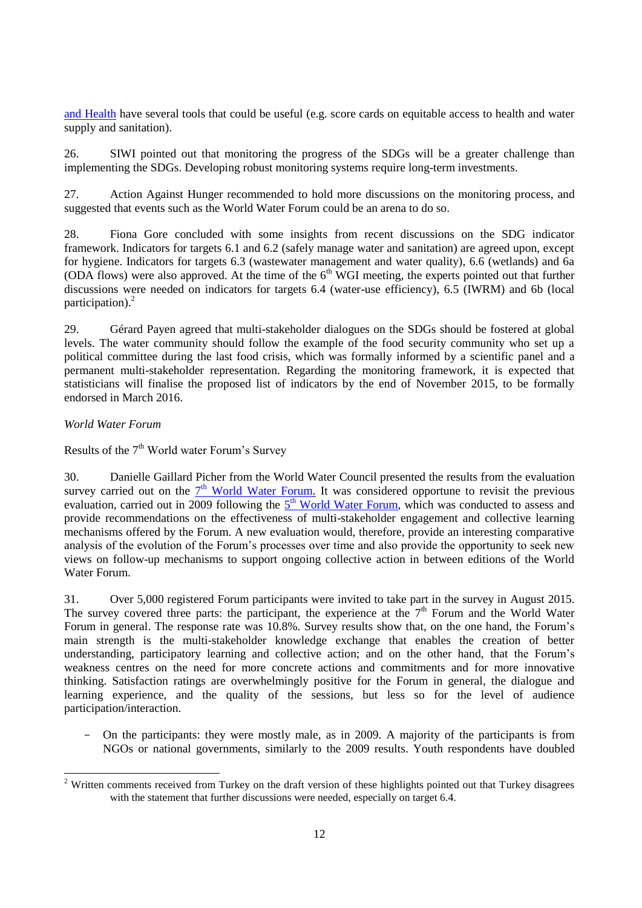and Health have several tools that could be useful (e.g. score cards on equitable access to health and water supply and sanitation).

26. SIWI pointed out that monitoring the progress of the SDGs will be a greater challenge than implementing the SDGs. Developing robust monitoring systems require long-term investments.

27. Action Against Hunger recommended to hold more discussions on the monitoring process, and suggested that events such as the World Water Forum could be an arena to do so.

28. Fiona Gore concluded with some insights from recent discussions on the SDG indicator framework. Indicators for targets 6.1 and 6.2 (safely manage water and sanitation) are agreed upon, except for hygiene. Indicators for targets 6.3 (wastewater management and water quality), 6.6 (wetlands) and 6a (ODA flows) were also approved. At the time of the 6th WGI meeting, the experts pointed out that further discussions were needed on indicators for targets 6.4 (water-use efficiency), 6.5 (IWRM) and 6b (local participation).[2]

29. Gérard Payen agreed that multi-stakeholder dialogues on the SDGs should be fostered at global levels. The water community should follow the example of the food security community who set up a political committee during the last food crisis, which was formally informed by a scientific panel and a permanent multi-stakeholder representation. Regarding the monitoring framework, it is expected that statisticians will finalise the proposed list of indicators by the end of November 2015, to be formally endorsed in March 2016.

*World Water Forum*

Results of the 7th World water Forum's Survey

30. Danielle Gaillard Picher from the World Water Council presented the results from the evaluation survey carried out on the 7th World Water Forum. It was considered opportune to revisit the previous evaluation, carried out in 2009 following the 5th World Water Forum, which was conducted to assess and provide recommendations on the effectiveness of multi-stakeholder engagement and collective learning mechanisms offered by the Forum. A new evaluation would, therefore, provide an interesting comparative analysis of the evolution of the Forum's processes over time and also provide the opportunity to seek new views on follow-up mechanisms to support ongoing collective action in between editions of the World Water Forum.

31. Over 5,000 registered Forum participants were invited to take part in the survey in August 2015. The survey covered three parts: the participant, the experience at the 7th Forum and the World Water Forum in general. The response rate was 10.8%. Survey results show that, on the one hand, the Forum's main strength is the multi-stakeholder knowledge exchange that enables the creation of better understanding, participatory learning and collective action; and on the other hand, that the Forum's weakness centres on the need for more concrete actions and commitments and for more innovative thinking. Satisfaction ratings are overwhelmingly positive for the Forum in general, the dialogue and learning experience, and the quality of the sessions, but less so for the level of audience participation/interaction.

- On the participants: they were mostly male, as in 2009. A majority of the participants is from NGOs or national governments, similarly to the 2009 results. Youth respondents have doubled

---

[2] Written comments received from Turkey on the draft version of these highlights pointed out that Turkey disagrees with the statement that further discussions were needed, especially on target 6.4.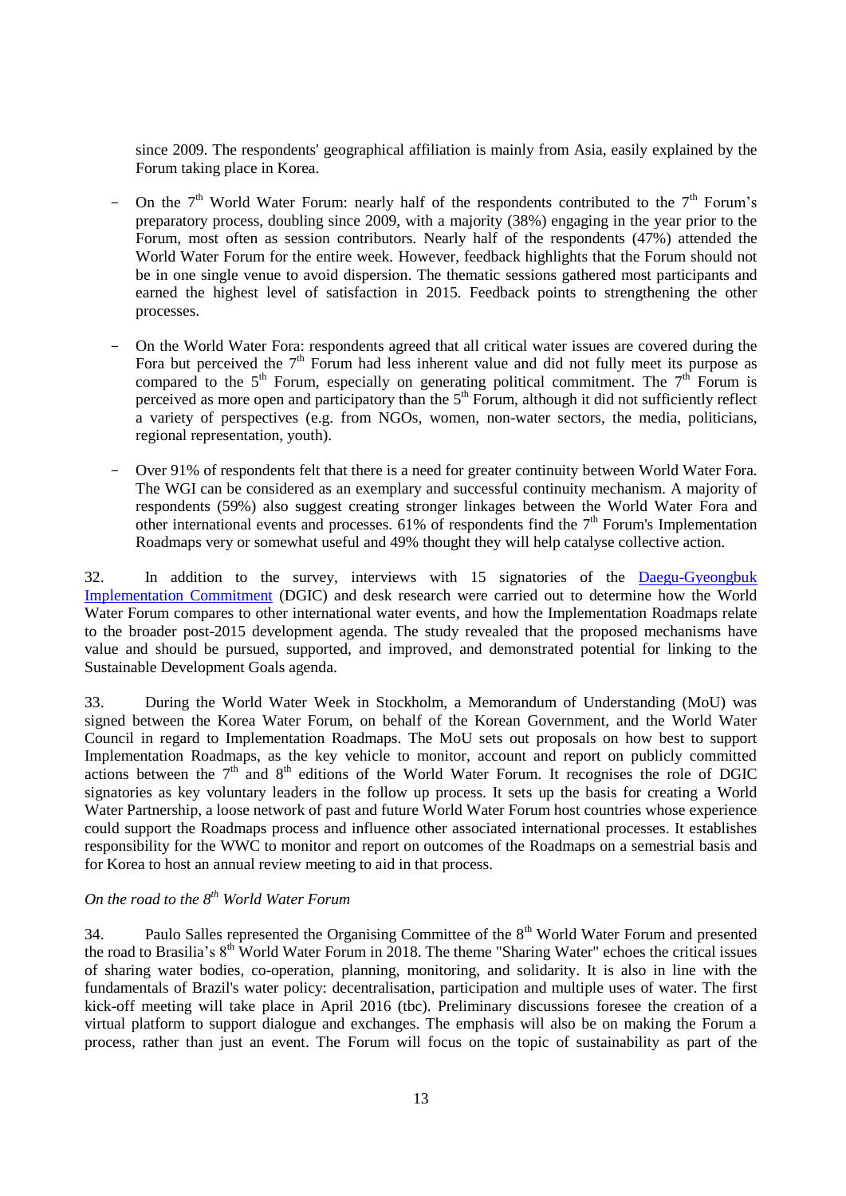since 2009. The respondents' geographical affiliation is mainly from Asia, easily explained by the Forum taking place in Korea.

- On the 7th World Water Forum: nearly half of the respondents contributed to the 7th Forum's preparatory process, doubling since 2009, with a majority (38%) engaging in the year prior to the Forum, most often as session contributors. Nearly half of the respondents (47%) attended the World Water Forum for the entire week. However, feedback highlights that the Forum should not be in one single venue to avoid dispersion. The thematic sessions gathered most participants and earned the highest level of satisfaction in 2015. Feedback points to strengthening the other processes.

- On the World Water Fora: respondents agreed that all critical water issues are covered during the Fora but perceived the 7th Forum had less inherent value and did not fully meet its purpose as compared to the 5th Forum, especially on generating political commitment. The 7th Forum is perceived as more open and participatory than the 5th Forum, although it did not sufficiently reflect a variety of perspectives (e.g. from NGOs, women, non-water sectors, the media, politicians, regional representation, youth).

- Over 91% of respondents felt that there is a need for greater continuity between World Water Fora. The WGI can be considered as an exemplary and successful continuity mechanism. A majority of respondents (59%) also suggest creating stronger linkages between the World Water Fora and other international events and processes. 61% of respondents find the 7th Forum's Implementation Roadmaps very or somewhat useful and 49% thought they will help catalyse collective action.

32. In addition to the survey, interviews with 15 signatories of the Daegu-Gyeongbuk Implementation Commitment (DGIC) and desk research were carried out to determine how the World Water Forum compares to other international water events, and how the Implementation Roadmaps relate to the broader post-2015 development agenda. The study revealed that the proposed mechanisms have value and should be pursued, supported, and improved, and demonstrated potential for linking to the Sustainable Development Goals agenda.

33. During the World Water Week in Stockholm, a Memorandum of Understanding (MoU) was signed between the Korea Water Forum, on behalf of the Korean Government, and the World Water Council in regard to Implementation Roadmaps. The MoU sets out proposals on how best to support Implementation Roadmaps, as the key vehicle to monitor, account and report on publicly committed actions between the 7th and 8th editions of the World Water Forum. It recognises the role of DGIC signatories as key voluntary leaders in the follow up process. It sets up the basis for creating a World Water Partnership, a loose network of past and future World Water Forum host countries whose experience could support the Roadmaps process and influence other associated international processes. It establishes responsibility for the WWC to monitor and report on outcomes of the Roadmaps on a semestrial basis and for Korea to host an annual review meeting to aid in that process.

*On the road to the 8th World Water Forum*

34. Paulo Salles represented the Organising Committee of the 8th World Water Forum and presented the road to Brasilia's 8th World Water Forum in 2018. The theme "Sharing Water" echoes the critical issues of sharing water bodies, co-operation, planning, monitoring, and solidarity. It is also in line with the fundamentals of Brazil's water policy: decentralisation, participation and multiple uses of water. The first kick-off meeting will take place in April 2016 (tbc). Preliminary discussions foresee the creation of a virtual platform to support dialogue and exchanges. The emphasis will also be on making the Forum a process, rather than just an event. The Forum will focus on the topic of sustainability as part of the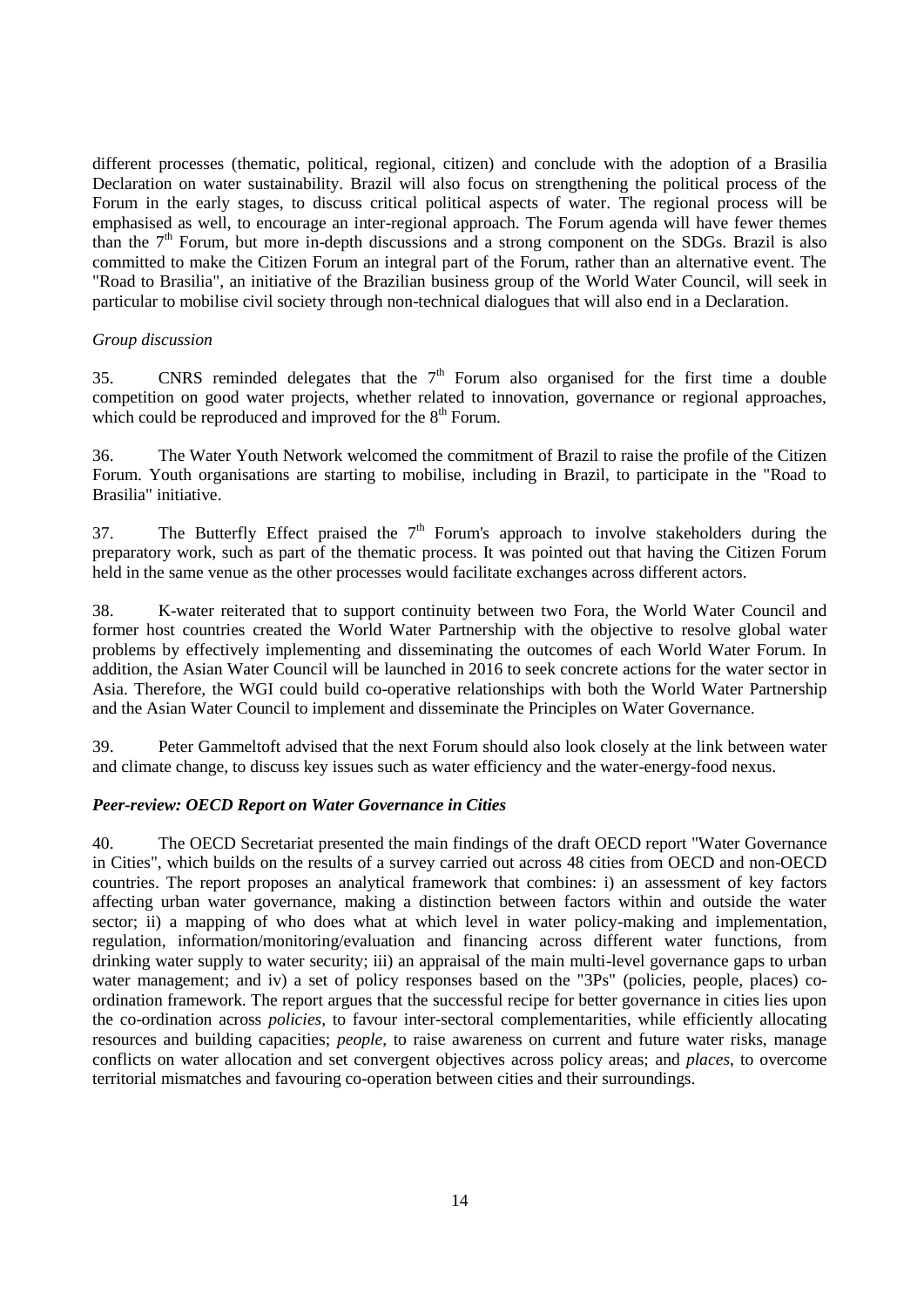different processes (thematic, political, regional, citizen) and conclude with the adoption of a Brasilia Declaration on water sustainability. Brazil will also focus on strengthening the political process of the Forum in the early stages, to discuss critical political aspects of water. The regional process will be emphasised as well, to encourage an inter-regional approach. The Forum agenda will have fewer themes than the 7th Forum, but more in-depth discussions and a strong component on the SDGs. Brazil is also committed to make the Citizen Forum an integral part of the Forum, rather than an alternative event. The "Road to Brasilia", an initiative of the Brazilian business group of the World Water Council, will seek in particular to mobilise civil society through non-technical dialogues that will also end in a Declaration.

*Group discussion*

35. CNRS reminded delegates that the 7th Forum also organised for the first time a double competition on good water projects, whether related to innovation, governance or regional approaches, which could be reproduced and improved for the 8th Forum.

36. The Water Youth Network welcomed the commitment of Brazil to raise the profile of the Citizen Forum. Youth organisations are starting to mobilise, including in Brazil, to participate in the "Road to Brasilia" initiative.

37. The Butterfly Effect praised the 7th Forum's approach to involve stakeholders during the preparatory work, such as part of the thematic process. It was pointed out that having the Citizen Forum held in the same venue as the other processes would facilitate exchanges across different actors.

38. K-water reiterated that to support continuity between two Fora, the World Water Council and former host countries created the World Water Partnership with the objective to resolve global water problems by effectively implementing and disseminating the outcomes of each World Water Forum. In addition, the Asian Water Council will be launched in 2016 to seek concrete actions for the water sector in Asia. Therefore, the WGI could build co-operative relationships with both the World Water Partnership and the Asian Water Council to implement and disseminate the Principles on Water Governance.

39. Peter Gammeltoft advised that the next Forum should also look closely at the link between water and climate change, to discuss key issues such as water efficiency and the water-energy-food nexus.

***Peer-review: OECD Report on Water Governance in Cities***

40. The OECD Secretariat presented the main findings of the draft OECD report "Water Governance in Cities", which builds on the results of a survey carried out across 48 cities from OECD and non-OECD countries. The report proposes an analytical framework that combines: i) an assessment of key factors affecting urban water governance, making a distinction between factors within and outside the water sector; ii) a mapping of who does what at which level in water policy-making and implementation, regulation, information/monitoring/evaluation and financing across different water functions, from drinking water supply to water security; iii) an appraisal of the main multi-level governance gaps to urban water management; and iv) a set of policy responses based on the "3Ps" (policies, people, places) co-ordination framework. The report argues that the successful recipe for better governance in cities lies upon the co-ordination across *policies*, to favour inter-sectoral complementarities, while efficiently allocating resources and building capacities; *people*, to raise awareness on current and future water risks, manage conflicts on water allocation and set convergent objectives across policy areas; and *places*, to overcome territorial mismatches and favouring co-operation between cities and their surroundings.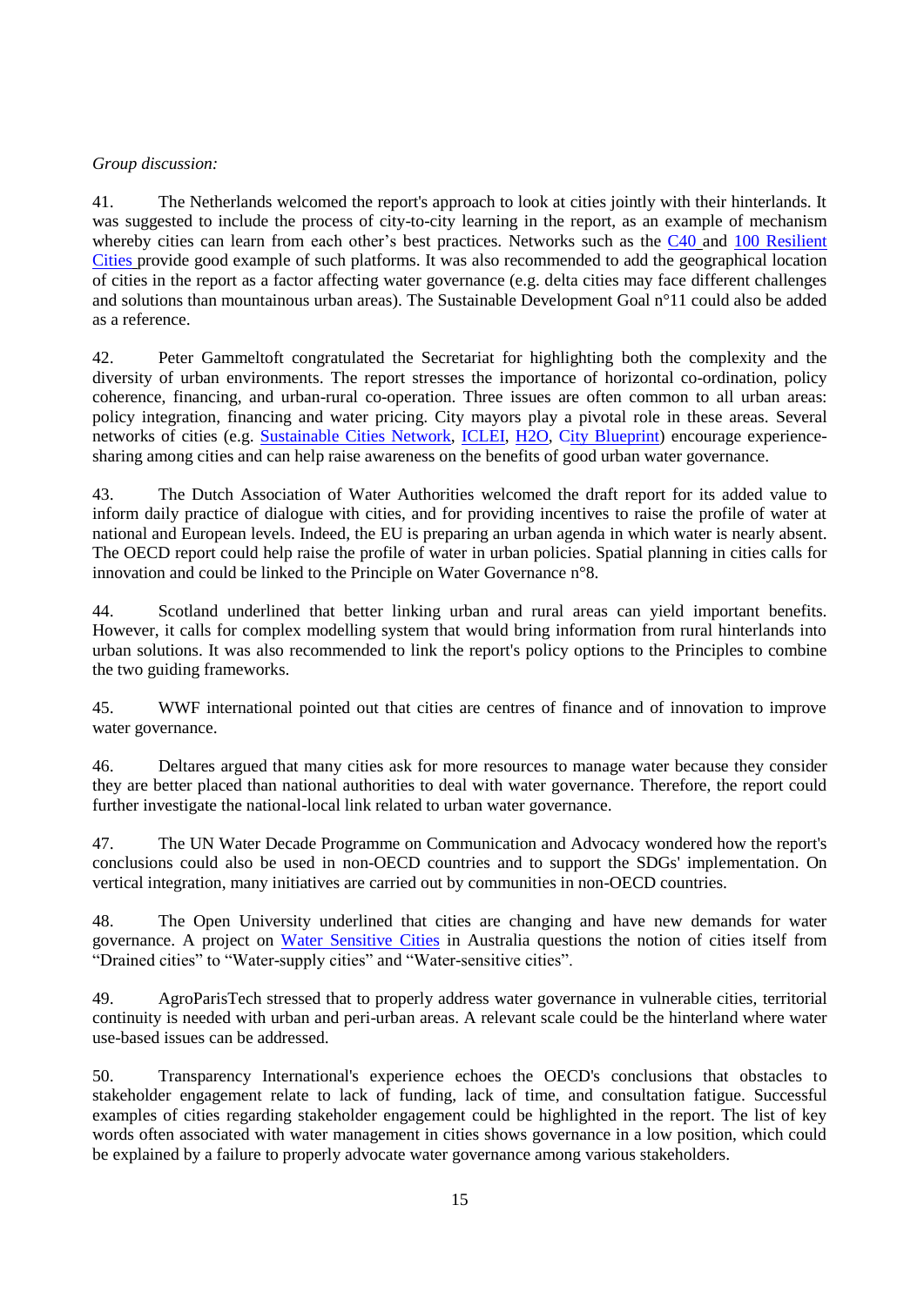*Group discussion:*

41. The Netherlands welcomed the report's approach to look at cities jointly with their hinterlands. It was suggested to include the process of city-to-city learning in the report, as an example of mechanism whereby cities can learn from each other's best practices. Networks such as the C40 and 100 Resilient Cities provide good example of such platforms. It was also recommended to add the geographical location of cities in the report as a factor affecting water governance (e.g. delta cities may face different challenges and solutions than mountainous urban areas). The Sustainable Development Goal n°11 could also be added as a reference.

42. Peter Gammeltoft congratulated the Secretariat for highlighting both the complexity and the diversity of urban environments. The report stresses the importance of horizontal co-ordination, policy coherence, financing, and urban-rural co-operation. Three issues are often common to all urban areas: policy integration, financing and water pricing. City mayors play a pivotal role in these areas. Several networks of cities (e.g. Sustainable Cities Network, ICLEI, H2O, City Blueprint) encourage experience-sharing among cities and can help raise awareness on the benefits of good urban water governance.

43. The Dutch Association of Water Authorities welcomed the draft report for its added value to inform daily practice of dialogue with cities, and for providing incentives to raise the profile of water at national and European levels. Indeed, the EU is preparing an urban agenda in which water is nearly absent. The OECD report could help raise the profile of water in urban policies. Spatial planning in cities calls for innovation and could be linked to the Principle on Water Governance n°8.

44. Scotland underlined that better linking urban and rural areas can yield important benefits. However, it calls for complex modelling system that would bring information from rural hinterlands into urban solutions. It was also recommended to link the report's policy options to the Principles to combine the two guiding frameworks.

45. WWF international pointed out that cities are centres of finance and of innovation to improve water governance.

46. Deltares argued that many cities ask for more resources to manage water because they consider they are better placed than national authorities to deal with water governance. Therefore, the report could further investigate the national-local link related to urban water governance.

47. The UN Water Decade Programme on Communication and Advocacy wondered how the report's conclusions could also be used in non-OECD countries and to support the SDGs' implementation. On vertical integration, many initiatives are carried out by communities in non-OECD countries.

48. The Open University underlined that cities are changing and have new demands for water governance. A project on Water Sensitive Cities in Australia questions the notion of cities itself from "Drained cities" to "Water-supply cities" and "Water-sensitive cities".

49. AgroParisTech stressed that to properly address water governance in vulnerable cities, territorial continuity is needed with urban and peri-urban areas. A relevant scale could be the hinterland where water use-based issues can be addressed.

50. Transparency International's experience echoes the OECD's conclusions that obstacles to stakeholder engagement relate to lack of funding, lack of time, and consultation fatigue. Successful examples of cities regarding stakeholder engagement could be highlighted in the report. The list of key words often associated with water management in cities shows governance in a low position, which could be explained by a failure to properly advocate water governance among various stakeholders.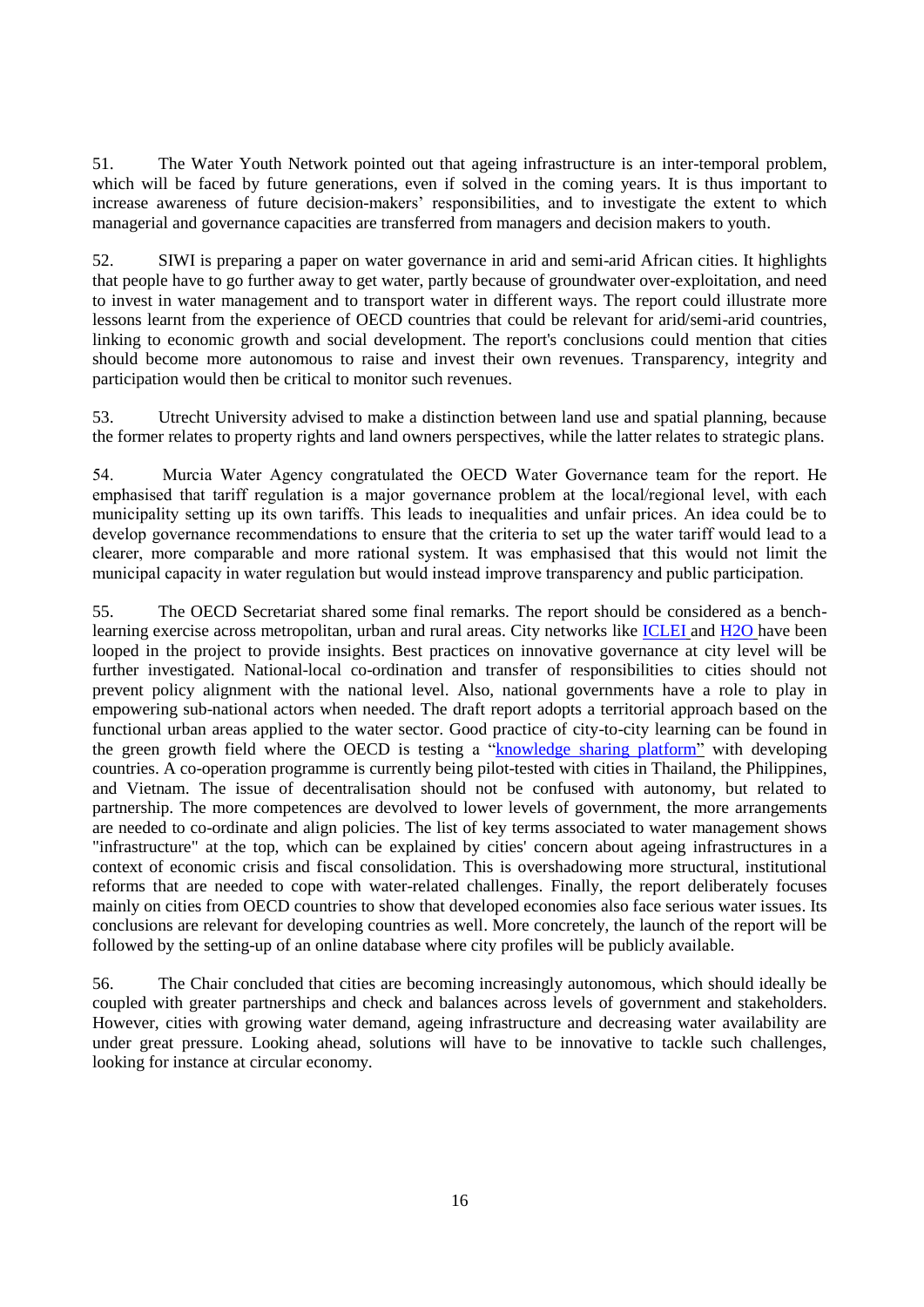51. The Water Youth Network pointed out that ageing infrastructure is an inter-temporal problem, which will be faced by future generations, even if solved in the coming years. It is thus important to increase awareness of future decision-makers' responsibilities, and to investigate the extent to which managerial and governance capacities are transferred from managers and decision makers to youth.

52. SIWI is preparing a paper on water governance in arid and semi-arid African cities. It highlights that people have to go further away to get water, partly because of groundwater over-exploitation, and need to invest in water management and to transport water in different ways. The report could illustrate more lessons learnt from the experience of OECD countries that could be relevant for arid/semi-arid countries, linking to economic growth and social development. The report's conclusions could mention that cities should become more autonomous to raise and invest their own revenues. Transparency, integrity and participation would then be critical to monitor such revenues.

53. Utrecht University advised to make a distinction between land use and spatial planning, because the former relates to property rights and land owners perspectives, while the latter relates to strategic plans.

54. Murcia Water Agency congratulated the OECD Water Governance team for the report. He emphasised that tariff regulation is a major governance problem at the local/regional level, with each municipality setting up its own tariffs. This leads to inequalities and unfair prices. An idea could be to develop governance recommendations to ensure that the criteria to set up the water tariff would lead to a clearer, more comparable and more rational system. It was emphasised that this would not limit the municipal capacity in water regulation but would instead improve transparency and public participation.

55. The OECD Secretariat shared some final remarks. The report should be considered as a bench-learning exercise across metropolitan, urban and rural areas. City networks like ICLEI and H2O have been looped in the project to provide insights. Best practices on innovative governance at city level will be further investigated. National-local co-ordination and transfer of responsibilities to cities should not prevent policy alignment with the national level. Also, national governments have a role to play in empowering sub-national actors when needed. The draft report adopts a territorial approach based on the functional urban areas applied to the water sector. Good practice of city-to-city learning can be found in the green growth field where the OECD is testing a "knowledge sharing platform" with developing countries. A co-operation programme is currently being pilot-tested with cities in Thailand, the Philippines, and Vietnam. The issue of decentralisation should not be confused with autonomy, but related to partnership. The more competences are devolved to lower levels of government, the more arrangements are needed to co-ordinate and align policies. The list of key terms associated to water management shows "infrastructure" at the top, which can be explained by cities' concern about ageing infrastructures in a context of economic crisis and fiscal consolidation. This is overshadowing more structural, institutional reforms that are needed to cope with water-related challenges. Finally, the report deliberately focuses mainly on cities from OECD countries to show that developed economies also face serious water issues. Its conclusions are relevant for developing countries as well. More concretely, the launch of the report will be followed by the setting-up of an online database where city profiles will be publicly available.

56. The Chair concluded that cities are becoming increasingly autonomous, which should ideally be coupled with greater partnerships and check and balances across levels of government and stakeholders. However, cities with growing water demand, ageing infrastructure and decreasing water availability are under great pressure. Looking ahead, solutions will have to be innovative to tackle such challenges, looking for instance at circular economy.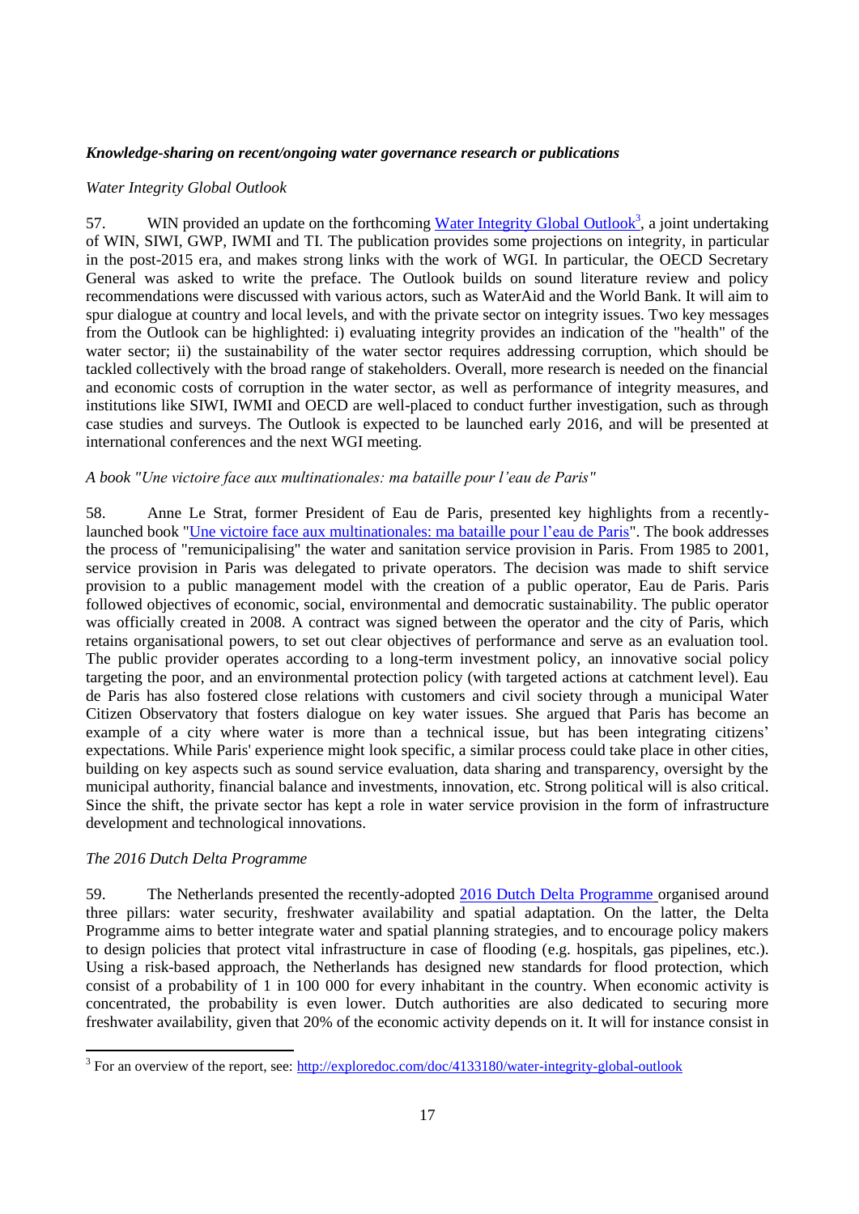***Knowledge-sharing on recent/ongoing water governance research or publications***

*Water Integrity Global Outlook*

57. WIN provided an update on the forthcoming Water Integrity Global Outlook[3], a joint undertaking of WIN, SIWI, GWP, IWMI and TI. The publication provides some projections on integrity, in particular in the post-2015 era, and makes strong links with the work of WGI. In particular, the OECD Secretary General was asked to write the preface. The Outlook builds on sound literature review and policy recommendations were discussed with various actors, such as WaterAid and the World Bank. It will aim to spur dialogue at country and local levels, and with the private sector on integrity issues. Two key messages from the Outlook can be highlighted: i) evaluating integrity provides an indication of the "health" of the water sector; ii) the sustainability of the water sector requires addressing corruption, which should be tackled collectively with the broad range of stakeholders. Overall, more research is needed on the financial and economic costs of corruption in the water sector, as well as performance of integrity measures, and institutions like SIWI, IWMI and OECD are well-placed to conduct further investigation, such as through case studies and surveys. The Outlook is expected to be launched early 2016, and will be presented at international conferences and the next WGI meeting.

*A book "Une victoire face aux multinationales: ma bataille pour l'eau de Paris"*

58. Anne Le Strat, former President of Eau de Paris, presented key highlights from a recently-launched book "Une victoire face aux multinationales: ma bataille pour l'eau de Paris". The book addresses the process of "remunicipalising" the water and sanitation service provision in Paris. From 1985 to 2001, service provision in Paris was delegated to private operators. The decision was made to shift service provision to a public management model with the creation of a public operator, Eau de Paris. Paris followed objectives of economic, social, environmental and democratic sustainability. The public operator was officially created in 2008. A contract was signed between the operator and the city of Paris, which retains organisational powers, to set out clear objectives of performance and serve as an evaluation tool. The public provider operates according to a long-term investment policy, an innovative social policy targeting the poor, and an environmental protection policy (with targeted actions at catchment level). Eau de Paris has also fostered close relations with customers and civil society through a municipal Water Citizen Observatory that fosters dialogue on key water issues. She argued that Paris has become an example of a city where water is more than a technical issue, but has been integrating citizens' expectations. While Paris' experience might look specific, a similar process could take place in other cities, building on key aspects such as sound service evaluation, data sharing and transparency, oversight by the municipal authority, financial balance and investments, innovation, etc. Strong political will is also critical. Since the shift, the private sector has kept a role in water service provision in the form of infrastructure development and technological innovations.

*The 2016 Dutch Delta Programme*

59. The Netherlands presented the recently-adopted 2016 Dutch Delta Programme organised around three pillars: water security, freshwater availability and spatial adaptation. On the latter, the Delta Programme aims to better integrate water and spatial planning strategies, and to encourage policy makers to design policies that protect vital infrastructure in case of flooding (e.g. hospitals, gas pipelines, etc.). Using a risk-based approach, the Netherlands has designed new standards for flood protection, which consist of a probability of 1 in 100 000 for every inhabitant in the country. When economic activity is concentrated, the probability is even lower. Dutch authorities are also dedicated to securing more freshwater availability, given that 20% of the economic activity depends on it. It will for instance consist in

---

[3] For an overview of the report, see: http://exploredoc.com/doc/4133180/water-integrity-global-outlook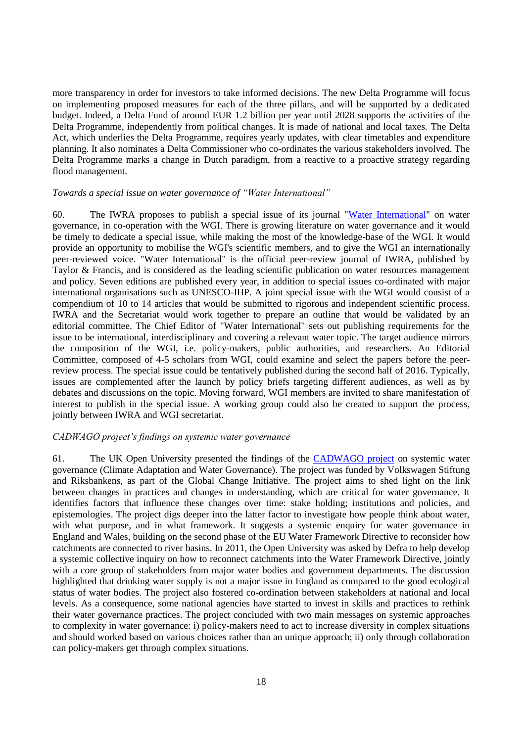more transparency in order for investors to take informed decisions. The new Delta Programme will focus on implementing proposed measures for each of the three pillars, and will be supported by a dedicated budget. Indeed, a Delta Fund of around EUR 1.2 billion per year until 2028 supports the activities of the Delta Programme, independently from political changes. It is made of national and local taxes. The Delta Act, which underlies the Delta Programme, requires yearly updates, with clear timetables and expenditure planning. It also nominates a Delta Commissioner who co-ordinates the various stakeholders involved. The Delta Programme marks a change in Dutch paradigm, from a reactive to a proactive strategy regarding flood management.

*Towards a special issue on water governance of "Water International"*

60. The IWRA proposes to publish a special issue of its journal "Water International" on water governance, in co-operation with the WGI. There is growing literature on water governance and it would be timely to dedicate a special issue, while making the most of the knowledge-base of the WGI. It would provide an opportunity to mobilise the WGI's scientific members, and to give the WGI an internationally peer-reviewed voice. "Water International" is the official peer-review journal of IWRA, published by Taylor & Francis, and is considered as the leading scientific publication on water resources management and policy. Seven editions are published every year, in addition to special issues co-ordinated with major international organisations such as UNESCO-IHP. A joint special issue with the WGI would consist of a compendium of 10 to 14 articles that would be submitted to rigorous and independent scientific process. IWRA and the Secretariat would work together to prepare an outline that would be validated by an editorial committee. The Chief Editor of "Water International" sets out publishing requirements for the issue to be international, interdisciplinary and covering a relevant water topic. The target audience mirrors the composition of the WGI, i.e. policy-makers, public authorities, and researchers. An Editorial Committee, composed of 4-5 scholars from WGI, could examine and select the papers before the peer-review process. The special issue could be tentatively published during the second half of 2016. Typically, issues are complemented after the launch by policy briefs targeting different audiences, as well as by debates and discussions on the topic. Moving forward, WGI members are invited to share manifestation of interest to publish in the special issue. A working group could also be created to support the process, jointly between IWRA and WGI secretariat.

*CADWAGO project's findings on systemic water governance*

61. The UK Open University presented the findings of the CADWAGO project on systemic water governance (Climate Adaptation and Water Governance). The project was funded by Volkswagen Stiftung and Riksbankens, as part of the Global Change Initiative. The project aims to shed light on the link between changes in practices and changes in understanding, which are critical for water governance. It identifies factors that influence these changes over time: stake holding; institutions and policies, and epistemologies. The project digs deeper into the latter factor to investigate how people think about water, with what purpose, and in what framework. It suggests a systemic enquiry for water governance in England and Wales, building on the second phase of the EU Water Framework Directive to reconsider how catchments are connected to river basins. In 2011, the Open University was asked by Defra to help develop a systemic collective inquiry on how to reconnect catchments into the Water Framework Directive, jointly with a core group of stakeholders from major water bodies and government departments. The discussion highlighted that drinking water supply is not a major issue in England as compared to the good ecological status of water bodies. The project also fostered co-ordination between stakeholders at national and local levels. As a consequence, some national agencies have started to invest in skills and practices to rethink their water governance practices. The project concluded with two main messages on systemic approaches to complexity in water governance: i) policy-makers need to act to increase diversity in complex situations and should worked based on various choices rather than an unique approach; ii) only through collaboration can policy-makers get through complex situations.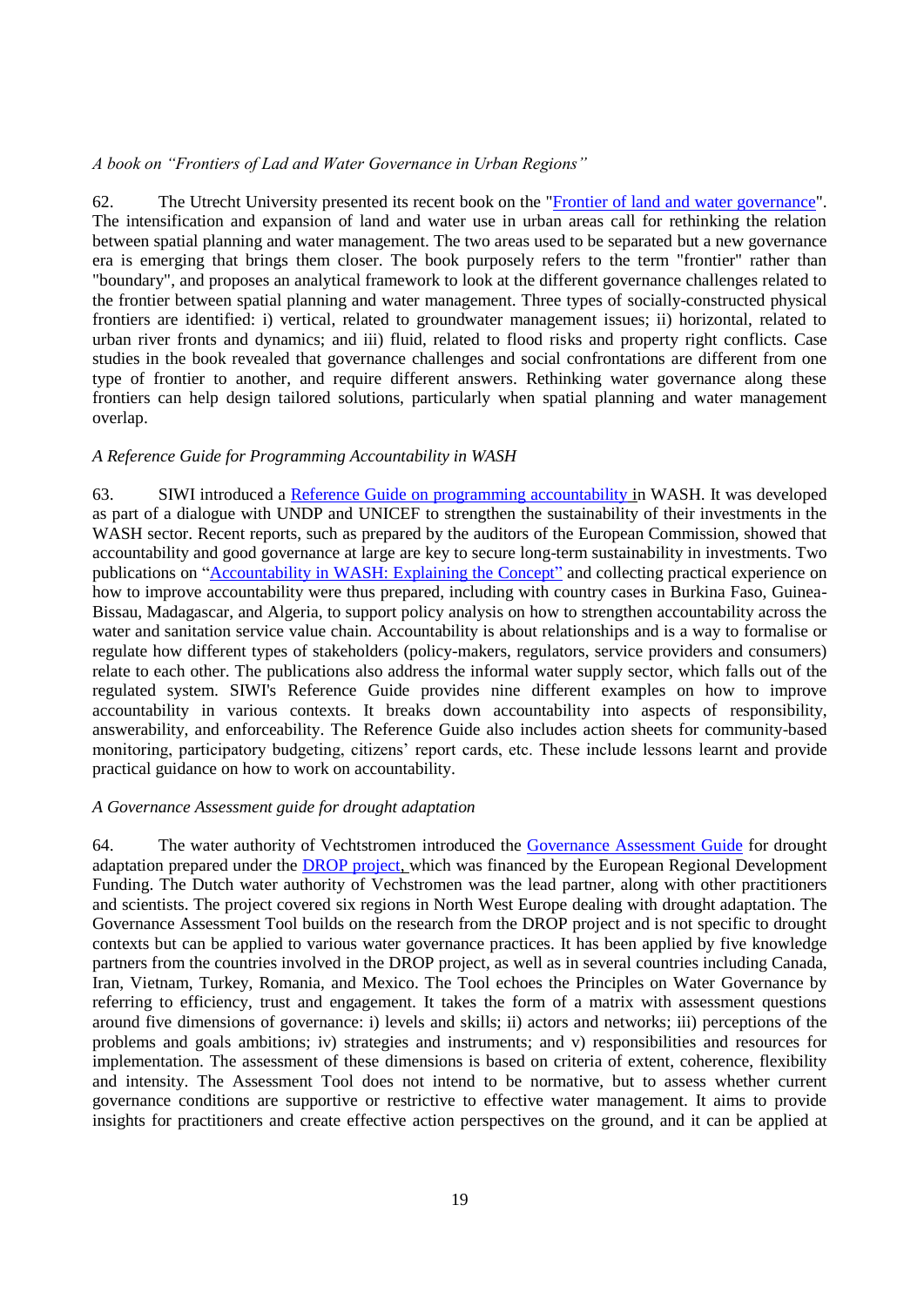*A book on "Frontiers of Lad and Water Governance in Urban Regions"*

62. The Utrecht University presented its recent book on the "Frontier of land and water governance". The intensification and expansion of land and water use in urban areas call for rethinking the relation between spatial planning and water management. The two areas used to be separated but a new governance era is emerging that brings them closer. The book purposely refers to the term "frontier" rather than "boundary", and proposes an analytical framework to look at the different governance challenges related to the frontier between spatial planning and water management. Three types of socially-constructed physical frontiers are identified: i) vertical, related to groundwater management issues; ii) horizontal, related to urban river fronts and dynamics; and iii) fluid, related to flood risks and property right conflicts. Case studies in the book revealed that governance challenges and social confrontations are different from one type of frontier to another, and require different answers. Rethinking water governance along these frontiers can help design tailored solutions, particularly when spatial planning and water management overlap.

*A Reference Guide for Programming Accountability in WASH*

63. SIWI introduced a Reference Guide on programming accountability in WASH. It was developed as part of a dialogue with UNDP and UNICEF to strengthen the sustainability of their investments in the WASH sector. Recent reports, such as prepared by the auditors of the European Commission, showed that accountability and good governance at large are key to secure long-term sustainability in investments. Two publications on "Accountability in WASH: Explaining the Concept" and collecting practical experience on how to improve accountability were thus prepared, including with country cases in Burkina Faso, Guinea-Bissau, Madagascar, and Algeria, to support policy analysis on how to strengthen accountability across the water and sanitation service value chain. Accountability is about relationships and is a way to formalise or regulate how different types of stakeholders (policy-makers, regulators, service providers and consumers) relate to each other. The publications also address the informal water supply sector, which falls out of the regulated system. SIWI's Reference Guide provides nine different examples on how to improve accountability in various contexts. It breaks down accountability into aspects of responsibility, answerability, and enforceability. The Reference Guide also includes action sheets for community-based monitoring, participatory budgeting, citizens' report cards, etc. These include lessons learnt and provide practical guidance on how to work on accountability.

*A Governance Assessment guide for drought adaptation*

64. The water authority of Vechtstromen introduced the Governance Assessment Guide for drought adaptation prepared under the DROP project, which was financed by the European Regional Development Funding. The Dutch water authority of Vechstromen was the lead partner, along with other practitioners and scientists. The project covered six regions in North West Europe dealing with drought adaptation. The Governance Assessment Tool builds on the research from the DROP project and is not specific to drought contexts but can be applied to various water governance practices. It has been applied by five knowledge partners from the countries involved in the DROP project, as well as in several countries including Canada, Iran, Vietnam, Turkey, Romania, and Mexico. The Tool echoes the Principles on Water Governance by referring to efficiency, trust and engagement. It takes the form of a matrix with assessment questions around five dimensions of governance: i) levels and skills; ii) actors and networks; iii) perceptions of the problems and goals ambitions; iv) strategies and instruments; and v) responsibilities and resources for implementation. The assessment of these dimensions is based on criteria of extent, coherence, flexibility and intensity. The Assessment Tool does not intend to be normative, but to assess whether current governance conditions are supportive or restrictive to effective water management. It aims to provide insights for practitioners and create effective action perspectives on the ground, and it can be applied at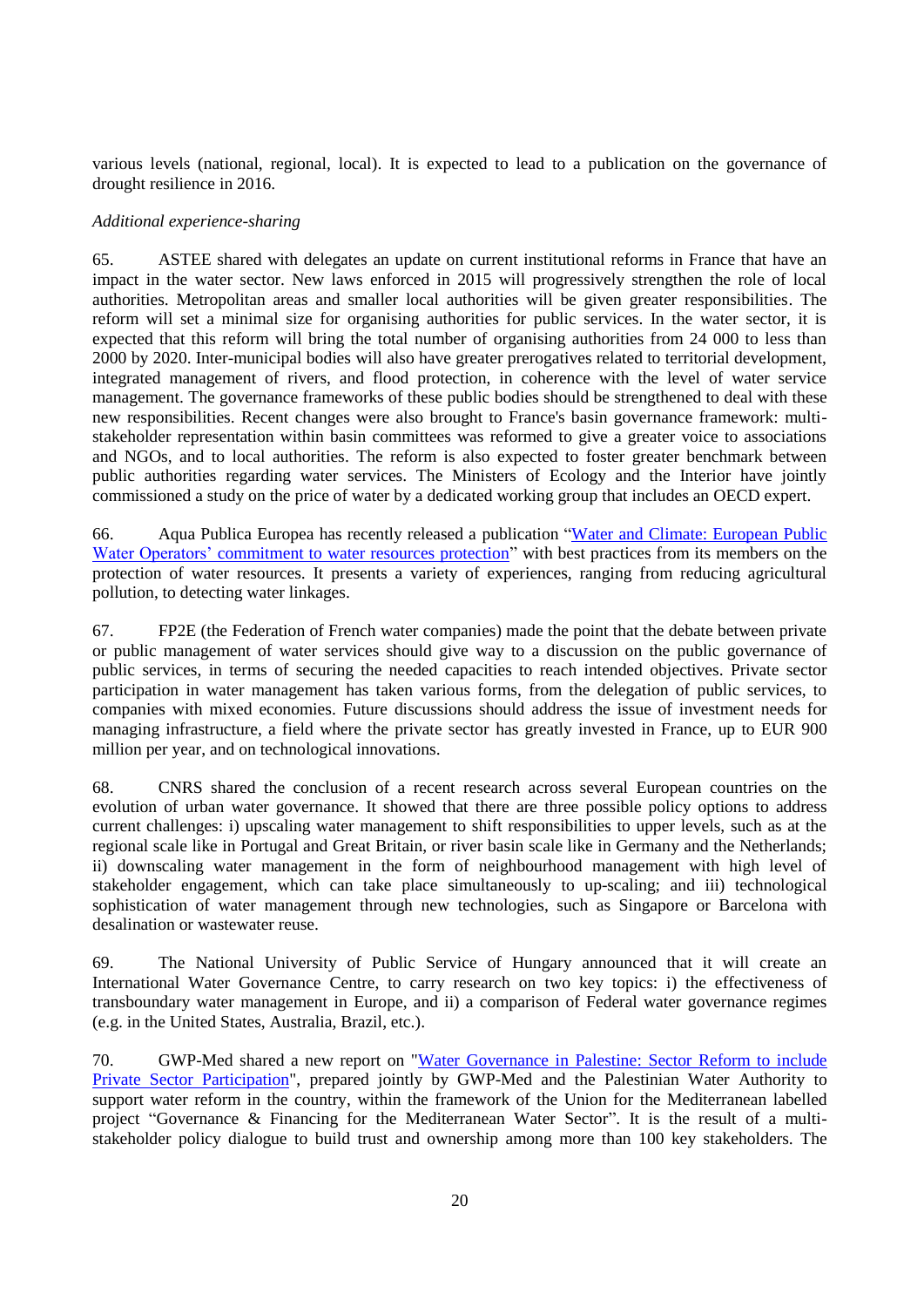various levels (national, regional, local). It is expected to lead to a publication on the governance of drought resilience in 2016.

*Additional experience-sharing*

65. ASTEE shared with delegates an update on current institutional reforms in France that have an impact in the water sector. New laws enforced in 2015 will progressively strengthen the role of local authorities. Metropolitan areas and smaller local authorities will be given greater responsibilities. The reform will set a minimal size for organising authorities for public services. In the water sector, it is expected that this reform will bring the total number of organising authorities from 24 000 to less than 2000 by 2020. Inter-municipal bodies will also have greater prerogatives related to territorial development, integrated management of rivers, and flood protection, in coherence with the level of water service management. The governance frameworks of these public bodies should be strengthened to deal with these new responsibilities. Recent changes were also brought to France's basin governance framework: multi-stakeholder representation within basin committees was reformed to give a greater voice to associations and NGOs, and to local authorities. The reform is also expected to foster greater benchmark between public authorities regarding water services. The Ministers of Ecology and the Interior have jointly commissioned a study on the price of water by a dedicated working group that includes an OECD expert.

66. Aqua Publica Europea has recently released a publication "Water and Climate: European Public Water Operators' commitment to water resources protection" with best practices from its members on the protection of water resources. It presents a variety of experiences, ranging from reducing agricultural pollution, to detecting water linkages.

67. FP2E (the Federation of French water companies) made the point that the debate between private or public management of water services should give way to a discussion on the public governance of public services, in terms of securing the needed capacities to reach intended objectives. Private sector participation in water management has taken various forms, from the delegation of public services, to companies with mixed economies. Future discussions should address the issue of investment needs for managing infrastructure, a field where the private sector has greatly invested in France, up to EUR 900 million per year, and on technological innovations.

68. CNRS shared the conclusion of a recent research across several European countries on the evolution of urban water governance. It showed that there are three possible policy options to address current challenges: i) upscaling water management to shift responsibilities to upper levels, such as at the regional scale like in Portugal and Great Britain, or river basin scale like in Germany and the Netherlands; ii) downscaling water management in the form of neighbourhood management with high level of stakeholder engagement, which can take place simultaneously to up-scaling; and iii) technological sophistication of water management through new technologies, such as Singapore or Barcelona with desalination or wastewater reuse.

69. The National University of Public Service of Hungary announced that it will create an International Water Governance Centre, to carry research on two key topics: i) the effectiveness of transboundary water management in Europe, and ii) a comparison of Federal water governance regimes (e.g. in the United States, Australia, Brazil, etc.).

70. GWP-Med shared a new report on "Water Governance in Palestine: Sector Reform to include Private Sector Participation", prepared jointly by GWP-Med and the Palestinian Water Authority to support water reform in the country, within the framework of the Union for the Mediterranean labelled project "Governance & Financing for the Mediterranean Water Sector". It is the result of a multi-stakeholder policy dialogue to build trust and ownership among more than 100 key stakeholders. The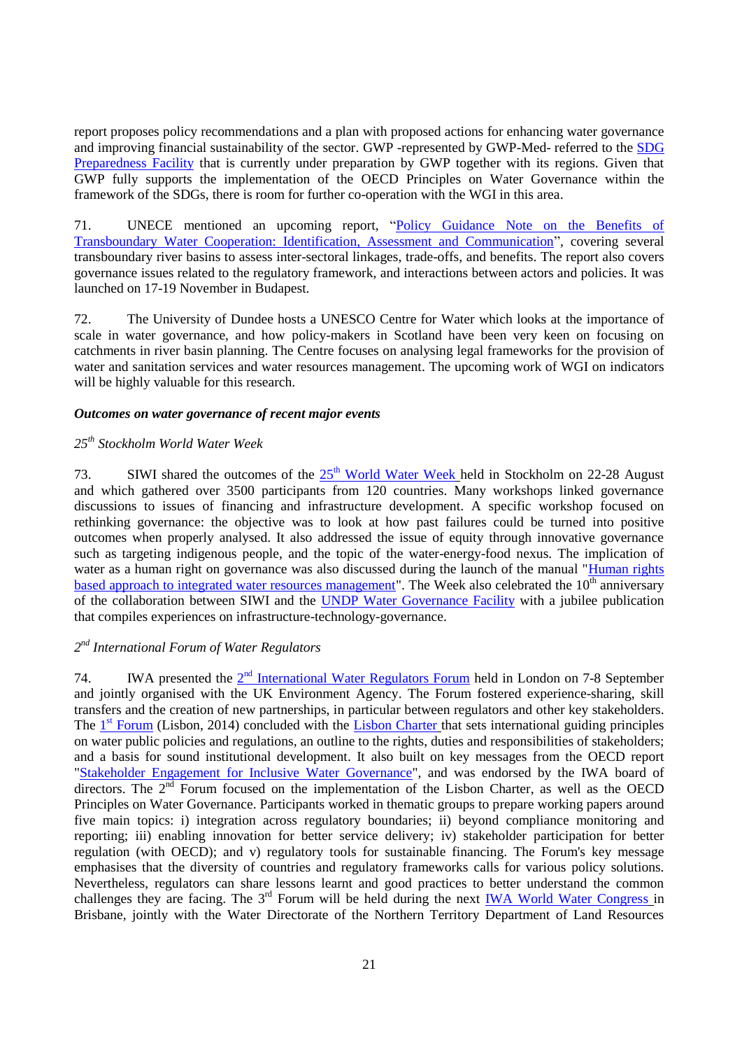report proposes policy recommendations and a plan with proposed actions for enhancing water governance and improving financial sustainability of the sector. GWP -represented by GWP-Med- referred to the SDG Preparedness Facility that is currently under preparation by GWP together with its regions. Given that GWP fully supports the implementation of the OECD Principles on Water Governance within the framework of the SDGs, there is room for further co-operation with the WGI in this area.

71. UNECE mentioned an upcoming report, "Policy Guidance Note on the Benefits of Transboundary Water Cooperation: Identification, Assessment and Communication", covering several transboundary river basins to assess inter-sectoral linkages, trade-offs, and benefits. The report also covers governance issues related to the regulatory framework, and interactions between actors and policies. It was launched on 17-19 November in Budapest.

72. The University of Dundee hosts a UNESCO Centre for Water which looks at the importance of scale in water governance, and how policy-makers in Scotland have been very keen on focusing on catchments in river basin planning. The Centre focuses on analysing legal frameworks for the provision of water and sanitation services and water resources management. The upcoming work of WGI on indicators will be highly valuable for this research.

***Outcomes on water governance of recent major events***

*25th Stockholm World Water Week*

73. SIWI shared the outcomes of the 25th World Water Week held in Stockholm on 22-28 August and which gathered over 3500 participants from 120 countries. Many workshops linked governance discussions to issues of financing and infrastructure development. A specific workshop focused on rethinking governance: the objective was to look at how past failures could be turned into positive outcomes when properly analysed. It also addressed the issue of equity through innovative governance such as targeting indigenous people, and the topic of the water-energy-food nexus. The implication of water as a human right on governance was also discussed during the launch of the manual "Human rights based approach to integrated water resources management". The Week also celebrated the 10th anniversary of the collaboration between SIWI and the UNDP Water Governance Facility with a jubilee publication that compiles experiences on infrastructure-technology-governance.

*2nd International Forum of Water Regulators*

74. IWA presented the 2nd International Water Regulators Forum held in London on 7-8 September and jointly organised with the UK Environment Agency. The Forum fostered experience-sharing, skill transfers and the creation of new partnerships, in particular between regulators and other key stakeholders. The 1st Forum (Lisbon, 2014) concluded with the Lisbon Charter that sets international guiding principles on water public policies and regulations, an outline to the rights, duties and responsibilities of stakeholders; and a basis for sound institutional development. It also built on key messages from the OECD report "Stakeholder Engagement for Inclusive Water Governance", and was endorsed by the IWA board of directors. The 2nd Forum focused on the implementation of the Lisbon Charter, as well as the OECD Principles on Water Governance. Participants worked in thematic groups to prepare working papers around five main topics: i) integration across regulatory boundaries; ii) beyond compliance monitoring and reporting; iii) enabling innovation for better service delivery; iv) stakeholder participation for better regulation (with OECD); and v) regulatory tools for sustainable financing. The Forum's key message emphasises that the diversity of countries and regulatory frameworks calls for various policy solutions. Nevertheless, regulators can share lessons learnt and good practices to better understand the common challenges they are facing. The 3rd Forum will be held during the next IWA World Water Congress in Brisbane, jointly with the Water Directorate of the Northern Territory Department of Land Resources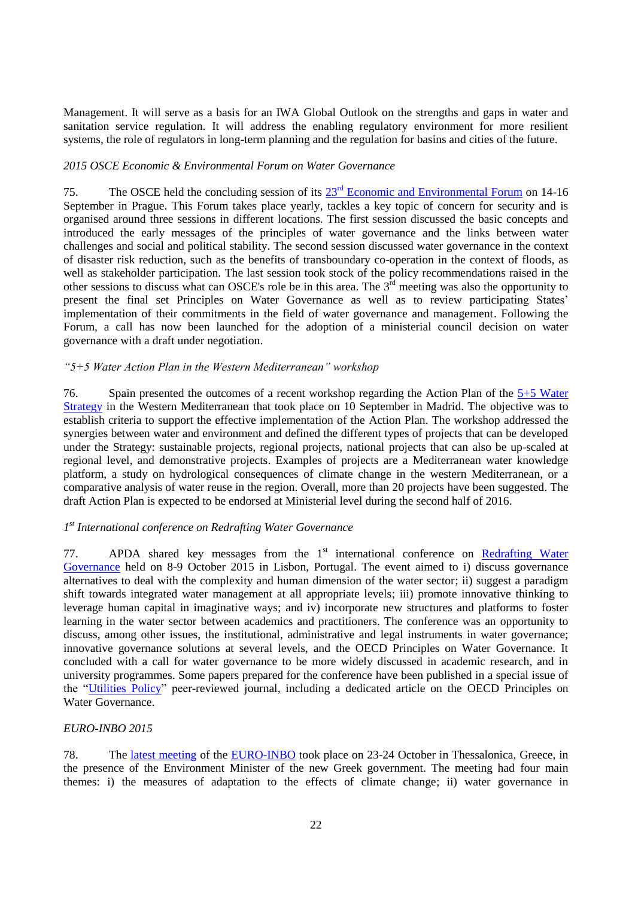Management. It will serve as a basis for an IWA Global Outlook on the strengths and gaps in water and sanitation service regulation. It will address the enabling regulatory environment for more resilient systems, the role of regulators in long-term planning and the regulation for basins and cities of the future.

*2015 OSCE Economic & Environmental Forum on Water Governance*

75. The OSCE held the concluding session of its 23rd Economic and Environmental Forum on 14-16 September in Prague. This Forum takes place yearly, tackles a key topic of concern for security and is organised around three sessions in different locations. The first session discussed the basic concepts and introduced the early messages of the principles of water governance and the links between water challenges and social and political stability. The second session discussed water governance in the context of disaster risk reduction, such as the benefits of transboundary co-operation in the context of floods, as well as stakeholder participation. The last session took stock of the policy recommendations raised in the other sessions to discuss what can OSCE's role be in this area. The 3rd meeting was also the opportunity to present the final set Principles on Water Governance as well as to review participating States' implementation of their commitments in the field of water governance and management. Following the Forum, a call has now been launched for the adoption of a ministerial council decision on water governance with a draft under negotiation.

*"5+5 Water Action Plan in the Western Mediterranean" workshop*

76. Spain presented the outcomes of a recent workshop regarding the Action Plan of the 5+5 Water Strategy in the Western Mediterranean that took place on 10 September in Madrid. The objective was to establish criteria to support the effective implementation of the Action Plan. The workshop addressed the synergies between water and environment and defined the different types of projects that can be developed under the Strategy: sustainable projects, regional projects, national projects that can also be up-scaled at regional level, and demonstrative projects. Examples of projects are a Mediterranean water knowledge platform, a study on hydrological consequences of climate change in the western Mediterranean, or a comparative analysis of water reuse in the region. Overall, more than 20 projects have been suggested. The draft Action Plan is expected to be endorsed at Ministerial level during the second half of 2016.

*1st International conference on Redrafting Water Governance*

77. APDA shared key messages from the 1st international conference on Redrafting Water Governance held on 8-9 October 2015 in Lisbon, Portugal. The event aimed to i) discuss governance alternatives to deal with the complexity and human dimension of the water sector; ii) suggest a paradigm shift towards integrated water management at all appropriate levels; iii) promote innovative thinking to leverage human capital in imaginative ways; and iv) incorporate new structures and platforms to foster learning in the water sector between academics and practitioners. The conference was an opportunity to discuss, among other issues, the institutional, administrative and legal instruments in water governance; innovative governance solutions at several levels, and the OECD Principles on Water Governance. It concluded with a call for water governance to be more widely discussed in academic research, and in university programmes. Some papers prepared for the conference have been published in a special issue of the "Utilities Policy" peer-reviewed journal, including a dedicated article on the OECD Principles on Water Governance.

*EURO-INBO 2015*

78. The latest meeting of the EURO-INBO took place on 23-24 October in Thessalonica, Greece, in the presence of the Environment Minister of the new Greek government. The meeting had four main themes: i) the measures of adaptation to the effects of climate change; ii) water governance in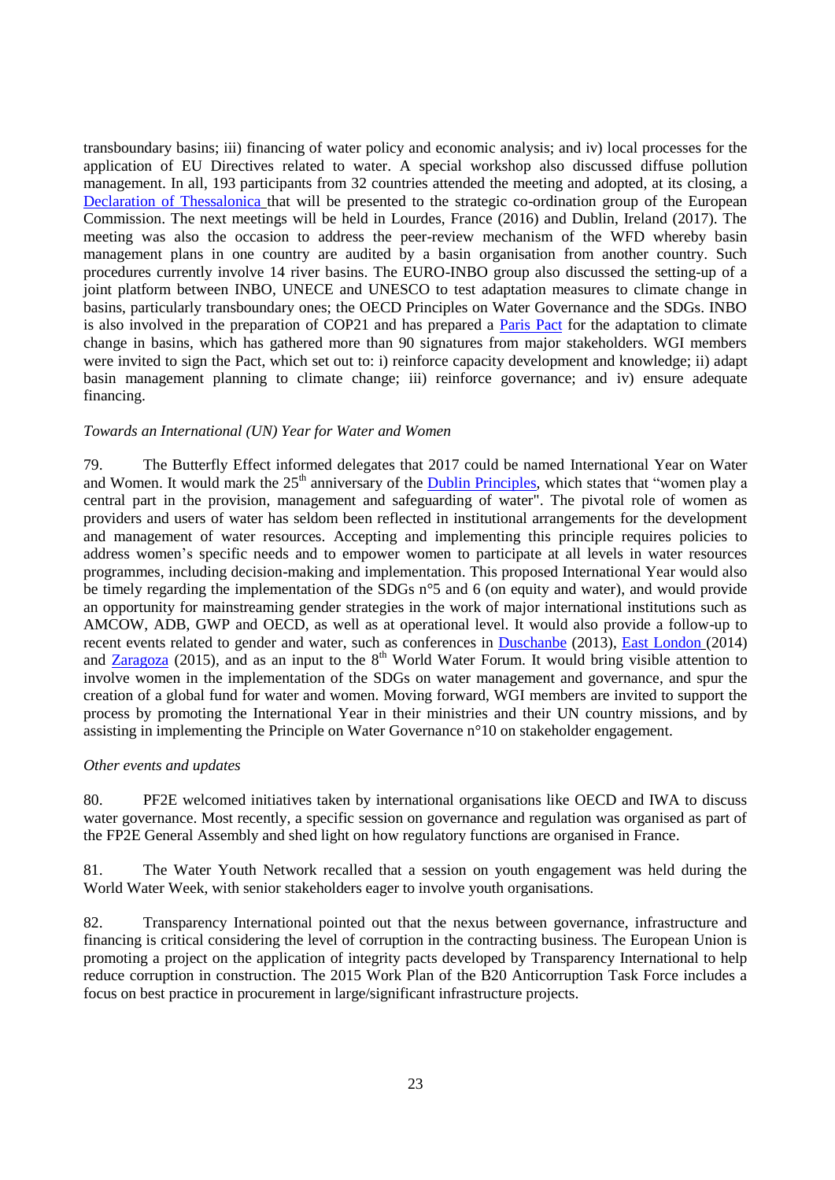transboundary basins; iii) financing of water policy and economic analysis; and iv) local processes for the application of EU Directives related to water. A special workshop also discussed diffuse pollution management. In all, 193 participants from 32 countries attended the meeting and adopted, at its closing, a Declaration of Thessalonica that will be presented to the strategic co-ordination group of the European Commission. The next meetings will be held in Lourdes, France (2016) and Dublin, Ireland (2017). The meeting was also the occasion to address the peer-review mechanism of the WFD whereby basin management plans in one country are audited by a basin organisation from another country. Such procedures currently involve 14 river basins. The EURO-INBO group also discussed the setting-up of a joint platform between INBO, UNECE and UNESCO to test adaptation measures to climate change in basins, particularly transboundary ones; the OECD Principles on Water Governance and the SDGs. INBO is also involved in the preparation of COP21 and has prepared a Paris Pact for the adaptation to climate change in basins, which has gathered more than 90 signatures from major stakeholders. WGI members were invited to sign the Pact, which set out to: i) reinforce capacity development and knowledge; ii) adapt basin management planning to climate change; iii) reinforce governance; and iv) ensure adequate financing.

*Towards an International (UN) Year for Water and Women*

79. The Butterfly Effect informed delegates that 2017 could be named International Year on Water and Women. It would mark the 25th anniversary of the Dublin Principles, which states that "women play a central part in the provision, management and safeguarding of water". The pivotal role of women as providers and users of water has seldom been reflected in institutional arrangements for the development and management of water resources. Accepting and implementing this principle requires policies to address women's specific needs and to empower women to participate at all levels in water resources programmes, including decision-making and implementation. This proposed International Year would also be timely regarding the implementation of the SDGs n°5 and 6 (on equity and water), and would provide an opportunity for mainstreaming gender strategies in the work of major international institutions such as AMCOW, ADB, GWP and OECD, as well as at operational level. It would also provide a follow-up to recent events related to gender and water, such as conferences in Duschanbe (2013), East London (2014) and Zaragoza (2015), and as an input to the 8th World Water Forum. It would bring visible attention to involve women in the implementation of the SDGs on water management and governance, and spur the creation of a global fund for water and women. Moving forward, WGI members are invited to support the process by promoting the International Year in their ministries and their UN country missions, and by assisting in implementing the Principle on Water Governance n°10 on stakeholder engagement.

*Other events and updates*

80. PF2E welcomed initiatives taken by international organisations like OECD and IWA to discuss water governance. Most recently, a specific session on governance and regulation was organised as part of the FP2E General Assembly and shed light on how regulatory functions are organised in France.

81. The Water Youth Network recalled that a session on youth engagement was held during the World Water Week, with senior stakeholders eager to involve youth organisations.

82. Transparency International pointed out that the nexus between governance, infrastructure and financing is critical considering the level of corruption in the contracting business. The European Union is promoting a project on the application of integrity pacts developed by Transparency International to help reduce corruption in construction. The 2015 Work Plan of the B20 Anticorruption Task Force includes a focus on best practice in procurement in large/significant infrastructure projects.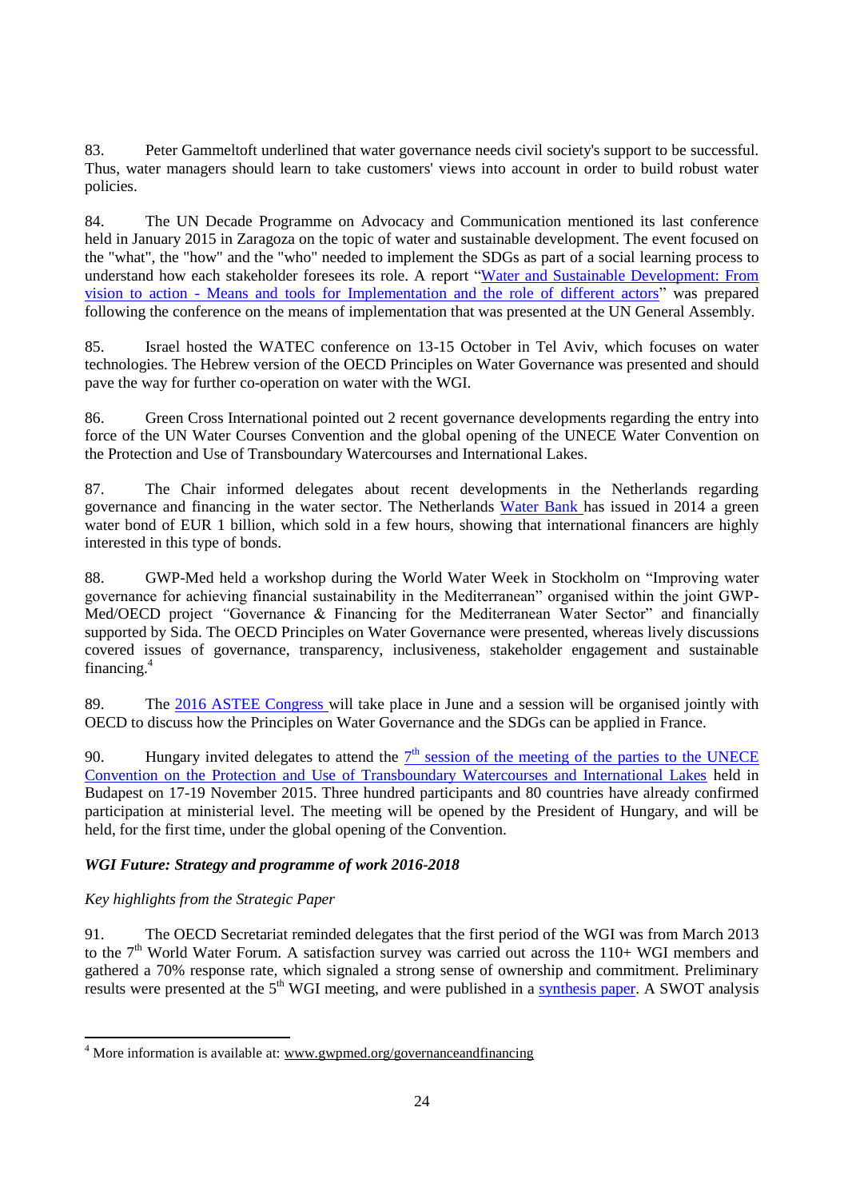83. Peter Gammeltoft underlined that water governance needs civil society's support to be successful. Thus, water managers should learn to take customers' views into account in order to build robust water policies.

84. The UN Decade Programme on Advocacy and Communication mentioned its last conference held in January 2015 in Zaragoza on the topic of water and sustainable development. The event focused on the "what", the "how" and the "who" needed to implement the SDGs as part of a social learning process to understand how each stakeholder foresees its role. A report "Water and Sustainable Development: From vision to action - Means and tools for Implementation and the role of different actors" was prepared following the conference on the means of implementation that was presented at the UN General Assembly.

85. Israel hosted the WATEC conference on 13-15 October in Tel Aviv, which focuses on water technologies. The Hebrew version of the OECD Principles on Water Governance was presented and should pave the way for further co-operation on water with the WGI.

86. Green Cross International pointed out 2 recent governance developments regarding the entry into force of the UN Water Courses Convention and the global opening of the UNECE Water Convention on the Protection and Use of Transboundary Watercourses and International Lakes.

87. The Chair informed delegates about recent developments in the Netherlands regarding governance and financing in the water sector. The Netherlands Water Bank has issued in 2014 a green water bond of EUR 1 billion, which sold in a few hours, showing that international financers are highly interested in this type of bonds.

88. GWP-Med held a workshop during the World Water Week in Stockholm on "Improving water governance for achieving financial sustainability in the Mediterranean" organised within the joint GWP-Med/OECD project "Governance & Financing for the Mediterranean Water Sector" and financially supported by Sida. The OECD Principles on Water Governance were presented, whereas lively discussions covered issues of governance, transparency, inclusiveness, stakeholder engagement and sustainable financing.[4]

89. The 2016 ASTEE Congress will take place in June and a session will be organised jointly with OECD to discuss how the Principles on Water Governance and the SDGs can be applied in France.

90. Hungary invited delegates to attend the 7th session of the meeting of the parties to the UNECE Convention on the Protection and Use of Transboundary Watercourses and International Lakes held in Budapest on 17-19 November 2015. Three hundred participants and 80 countries have already confirmed participation at ministerial level. The meeting will be opened by the President of Hungary, and will be held, for the first time, under the global opening of the Convention.

### *WGI Future: Strategy and programme of work 2016-2018*

*Key highlights from the Strategic Paper*

91. The OECD Secretariat reminded delegates that the first period of the WGI was from March 2013 to the 7th World Water Forum. A satisfaction survey was carried out across the 110+ WGI members and gathered a 70% response rate, which signaled a strong sense of ownership and commitment. Preliminary results were presented at the 5th WGI meeting, and were published in a synthesis paper. A SWOT analysis

[4] More information is available at: www.gwpmed.org/governanceandfinancing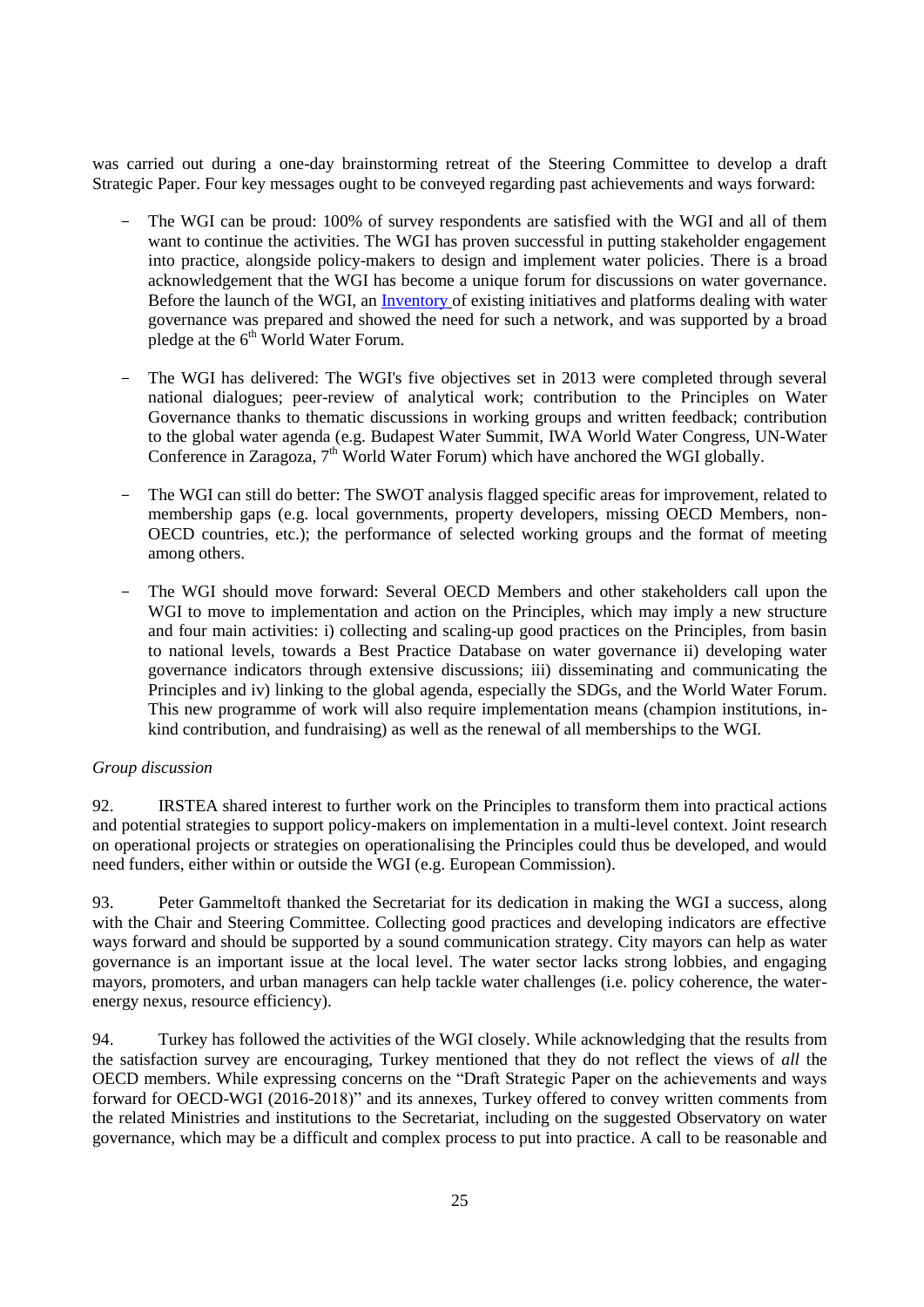was carried out during a one-day brainstorming retreat of the Steering Committee to develop a draft Strategic Paper. Four key messages ought to be conveyed regarding past achievements and ways forward:

- The WGI can be proud: 100% of survey respondents are satisfied with the WGI and all of them want to continue the activities. The WGI has proven successful in putting stakeholder engagement into practice, alongside policy-makers to design and implement water policies. There is a broad acknowledgement that the WGI has become a unique forum for discussions on water governance. Before the launch of the WGI, an Inventory of existing initiatives and platforms dealing with water governance was prepared and showed the need for such a network, and was supported by a broad pledge at the 6th World Water Forum.

- The WGI has delivered: The WGI's five objectives set in 2013 were completed through several national dialogues; peer-review of analytical work; contribution to the Principles on Water Governance thanks to thematic discussions in working groups and written feedback; contribution to the global water agenda (e.g. Budapest Water Summit, IWA World Water Congress, UN-Water Conference in Zaragoza, 7th World Water Forum) which have anchored the WGI globally.

- The WGI can still do better: The SWOT analysis flagged specific areas for improvement, related to membership gaps (e.g. local governments, property developers, missing OECD Members, non-OECD countries, etc.); the performance of selected working groups and the format of meeting among others.

- The WGI should move forward: Several OECD Members and other stakeholders call upon the WGI to move to implementation and action on the Principles, which may imply a new structure and four main activities: i) collecting and scaling-up good practices on the Principles, from basin to national levels, towards a Best Practice Database on water governance ii) developing water governance indicators through extensive discussions; iii) disseminating and communicating the Principles and iv) linking to the global agenda, especially the SDGs, and the World Water Forum. This new programme of work will also require implementation means (champion institutions, in-kind contribution, and fundraising) as well as the renewal of all memberships to the WGI.

*Group discussion*

92. IRSTEA shared interest to further work on the Principles to transform them into practical actions and potential strategies to support policy-makers on implementation in a multi-level context. Joint research on operational projects or strategies on operationalising the Principles could thus be developed, and would need funders, either within or outside the WGI (e.g. European Commission).

93. Peter Gammeltoft thanked the Secretariat for its dedication in making the WGI a success, along with the Chair and Steering Committee. Collecting good practices and developing indicators are effective ways forward and should be supported by a sound communication strategy. City mayors can help as water governance is an important issue at the local level. The water sector lacks strong lobbies, and engaging mayors, promoters, and urban managers can help tackle water challenges (i.e. policy coherence, the water-energy nexus, resource efficiency).

94. Turkey has followed the activities of the WGI closely. While acknowledging that the results from the satisfaction survey are encouraging, Turkey mentioned that they do not reflect the views of *all* the OECD members. While expressing concerns on the "Draft Strategic Paper on the achievements and ways forward for OECD-WGI (2016-2018)" and its annexes, Turkey offered to convey written comments from the related Ministries and institutions to the Secretariat, including on the suggested Observatory on water governance, which may be a difficult and complex process to put into practice. A call to be reasonable and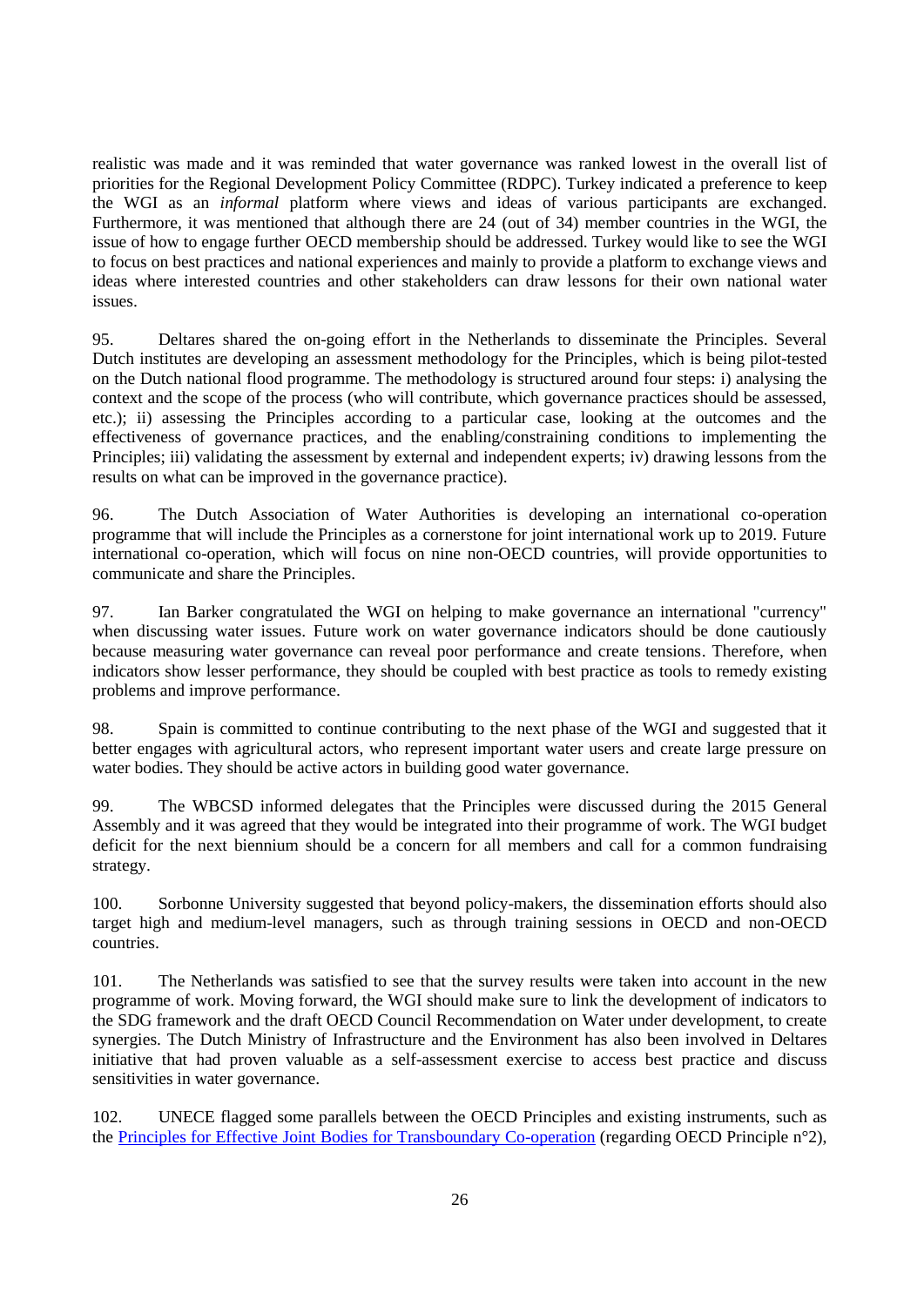realistic was made and it was reminded that water governance was ranked lowest in the overall list of priorities for the Regional Development Policy Committee (RDPC). Turkey indicated a preference to keep the WGI as an *informal* platform where views and ideas of various participants are exchanged. Furthermore, it was mentioned that although there are 24 (out of 34) member countries in the WGI, the issue of how to engage further OECD membership should be addressed. Turkey would like to see the WGI to focus on best practices and national experiences and mainly to provide a platform to exchange views and ideas where interested countries and other stakeholders can draw lessons for their own national water issues.

95. Deltares shared the on-going effort in the Netherlands to disseminate the Principles. Several Dutch institutes are developing an assessment methodology for the Principles, which is being pilot-tested on the Dutch national flood programme. The methodology is structured around four steps: i) analysing the context and the scope of the process (who will contribute, which governance practices should be assessed, etc.); ii) assessing the Principles according to a particular case, looking at the outcomes and the effectiveness of governance practices, and the enabling/constraining conditions to implementing the Principles; iii) validating the assessment by external and independent experts; iv) drawing lessons from the results on what can be improved in the governance practice).

96. The Dutch Association of Water Authorities is developing an international co-operation programme that will include the Principles as a cornerstone for joint international work up to 2019. Future international co-operation, which will focus on nine non-OECD countries, will provide opportunities to communicate and share the Principles.

97. Ian Barker congratulated the WGI on helping to make governance an international "currency" when discussing water issues. Future work on water governance indicators should be done cautiously because measuring water governance can reveal poor performance and create tensions. Therefore, when indicators show lesser performance, they should be coupled with best practice as tools to remedy existing problems and improve performance.

98. Spain is committed to continue contributing to the next phase of the WGI and suggested that it better engages with agricultural actors, who represent important water users and create large pressure on water bodies. They should be active actors in building good water governance.

99. The WBCSD informed delegates that the Principles were discussed during the 2015 General Assembly and it was agreed that they would be integrated into their programme of work. The WGI budget deficit for the next biennium should be a concern for all members and call for a common fundraising strategy.

100. Sorbonne University suggested that beyond policy-makers, the dissemination efforts should also target high and medium-level managers, such as through training sessions in OECD and non-OECD countries.

101. The Netherlands was satisfied to see that the survey results were taken into account in the new programme of work. Moving forward, the WGI should make sure to link the development of indicators to the SDG framework and the draft OECD Council Recommendation on Water under development, to create synergies. The Dutch Ministry of Infrastructure and the Environment has also been involved in Deltares initiative that had proven valuable as a self-assessment exercise to access best practice and discuss sensitivities in water governance.

102. UNECE flagged some parallels between the OECD Principles and existing instruments, such as the [Principles for Effective Joint Bodies for Transboundary Co-operation] (regarding OECD Principle n°2),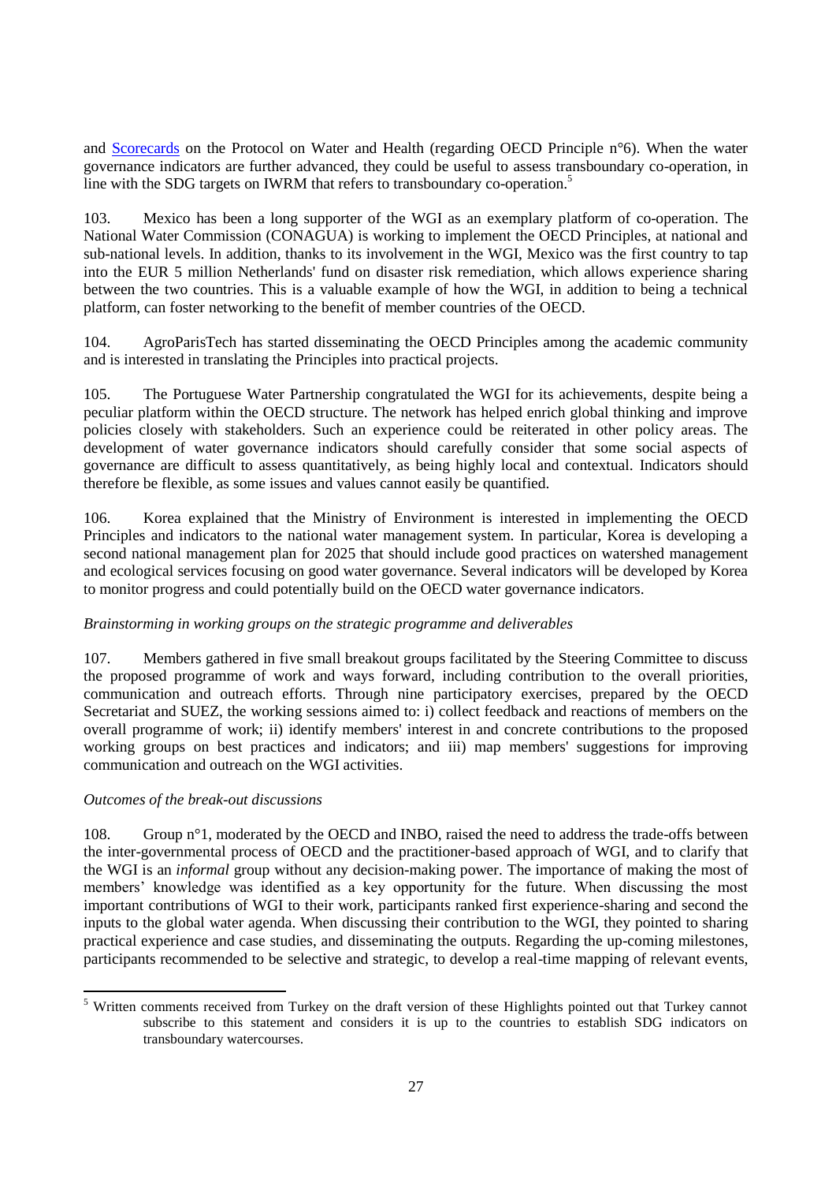and [Scorecards](#) on the Protocol on Water and Health (regarding OECD Principle n°6). When the water governance indicators are further advanced, they could be useful to assess transboundary co-operation, in line with the SDG targets on IWRM that refers to transboundary co-operation.[5]

103. Mexico has been a long supporter of the WGI as an exemplary platform of co-operation. The National Water Commission (CONAGUA) is working to implement the OECD Principles, at national and sub-national levels. In addition, thanks to its involvement in the WGI, Mexico was the first country to tap into the EUR 5 million Netherlands' fund on disaster risk remediation, which allows experience sharing between the two countries. This is a valuable example of how the WGI, in addition to being a technical platform, can foster networking to the benefit of member countries of the OECD.

104. AgroParisTech has started disseminating the OECD Principles among the academic community and is interested in translating the Principles into practical projects.

105. The Portuguese Water Partnership congratulated the WGI for its achievements, despite being a peculiar platform within the OECD structure. The network has helped enrich global thinking and improve policies closely with stakeholders. Such an experience could be reiterated in other policy areas. The development of water governance indicators should carefully consider that some social aspects of governance are difficult to assess quantitatively, as being highly local and contextual. Indicators should therefore be flexible, as some issues and values cannot easily be quantified.

106. Korea explained that the Ministry of Environment is interested in implementing the OECD Principles and indicators to the national water management system. In particular, Korea is developing a second national management plan for 2025 that should include good practices on watershed management and ecological services focusing on good water governance. Several indicators will be developed by Korea to monitor progress and could potentially build on the OECD water governance indicators.

*Brainstorming in working groups on the strategic programme and deliverables*

107. Members gathered in five small breakout groups facilitated by the Steering Committee to discuss the proposed programme of work and ways forward, including contribution to the overall priorities, communication and outreach efforts. Through nine participatory exercises, prepared by the OECD Secretariat and SUEZ, the working sessions aimed to: i) collect feedback and reactions of members on the overall programme of work; ii) identify members' interest in and concrete contributions to the proposed working groups on best practices and indicators; and iii) map members' suggestions for improving communication and outreach on the WGI activities.

*Outcomes of the break-out discussions*

108. Group n°1, moderated by the OECD and INBO, raised the need to address the trade-offs between the inter-governmental process of OECD and the practitioner-based approach of WGI, and to clarify that the WGI is an *informal* group without any decision-making power. The importance of making the most of members' knowledge was identified as a key opportunity for the future. When discussing the most important contributions of WGI to their work, participants ranked first experience-sharing and second the inputs to the global water agenda. When discussing their contribution to the WGI, they pointed to sharing practical experience and case studies, and disseminating the outputs. Regarding the up-coming milestones, participants recommended to be selective and strategic, to develop a real-time mapping of relevant events,

[5] Written comments received from Turkey on the draft version of these Highlights pointed out that Turkey cannot subscribe to this statement and considers it is up to the countries to establish SDG indicators on transboundary watercourses.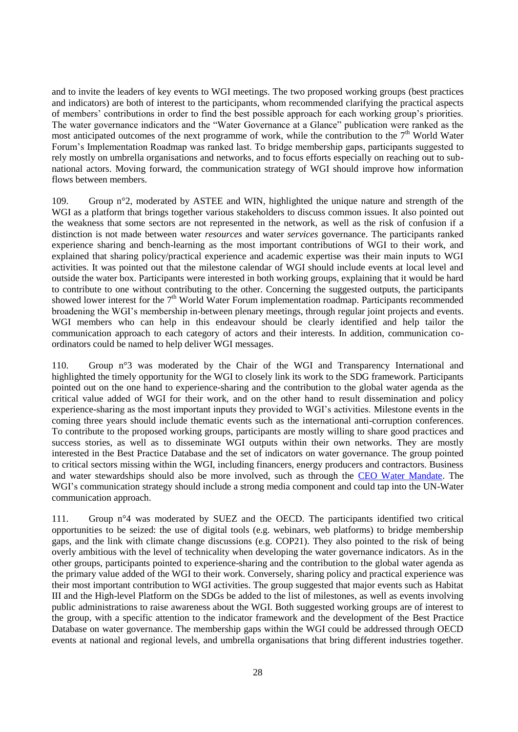and to invite the leaders of key events to WGI meetings. The two proposed working groups (best practices and indicators) are both of interest to the participants, whom recommended clarifying the practical aspects of members' contributions in order to find the best possible approach for each working group's priorities. The water governance indicators and the "Water Governance at a Glance" publication were ranked as the most anticipated outcomes of the next programme of work, while the contribution to the 7th World Water Forum's Implementation Roadmap was ranked last. To bridge membership gaps, participants suggested to rely mostly on umbrella organisations and networks, and to focus efforts especially on reaching out to sub-national actors. Moving forward, the communication strategy of WGI should improve how information flows between members.

109. Group n°2, moderated by ASTEE and WIN, highlighted the unique nature and strength of the WGI as a platform that brings together various stakeholders to discuss common issues. It also pointed out the weakness that some sectors are not represented in the network, as well as the risk of confusion if a distinction is not made between water *resources* and water *services* governance. The participants ranked experience sharing and bench-learning as the most important contributions of WGI to their work, and explained that sharing policy/practical experience and academic expertise was their main inputs to WGI activities. It was pointed out that the milestone calendar of WGI should include events at local level and outside the water box. Participants were interested in both working groups, explaining that it would be hard to contribute to one without contributing to the other. Concerning the suggested outputs, the participants showed lower interest for the 7th World Water Forum implementation roadmap. Participants recommended broadening the WGI's membership in-between plenary meetings, through regular joint projects and events. WGI members who can help in this endeavour should be clearly identified and help tailor the communication approach to each category of actors and their interests. In addition, communication co-ordinators could be named to help deliver WGI messages.

110. Group n°3 was moderated by the Chair of the WGI and Transparency International and highlighted the timely opportunity for the WGI to closely link its work to the SDG framework. Participants pointed out on the one hand to experience-sharing and the contribution to the global water agenda as the critical value added of WGI for their work, and on the other hand to result dissemination and policy experience-sharing as the most important inputs they provided to WGI's activities. Milestone events in the coming three years should include thematic events such as the international anti-corruption conferences. To contribute to the proposed working groups, participants are mostly willing to share good practices and success stories, as well as to disseminate WGI outputs within their own networks. They are mostly interested in the Best Practice Database and the set of indicators on water governance. The group pointed to critical sectors missing within the WGI, including financers, energy producers and contractors. Business and water stewardships should also be more involved, such as through the CEO Water Mandate. The WGI's communication strategy should include a strong media component and could tap into the UN-Water communication approach.

111. Group n°4 was moderated by SUEZ and the OECD. The participants identified two critical opportunities to be seized: the use of digital tools (e.g. webinars, web platforms) to bridge membership gaps, and the link with climate change discussions (e.g. COP21). They also pointed to the risk of being overly ambitious with the level of technicality when developing the water governance indicators. As in the other groups, participants pointed to experience-sharing and the contribution to the global water agenda as the primary value added of the WGI to their work. Conversely, sharing policy and practical experience was their most important contribution to WGI activities. The group suggested that major events such as Habitat III and the High-level Platform on the SDGs be added to the list of milestones, as well as events involving public administrations to raise awareness about the WGI. Both suggested working groups are of interest to the group, with a specific attention to the indicator framework and the development of the Best Practice Database on water governance. The membership gaps within the WGI could be addressed through OECD events at national and regional levels, and umbrella organisations that bring different industries together.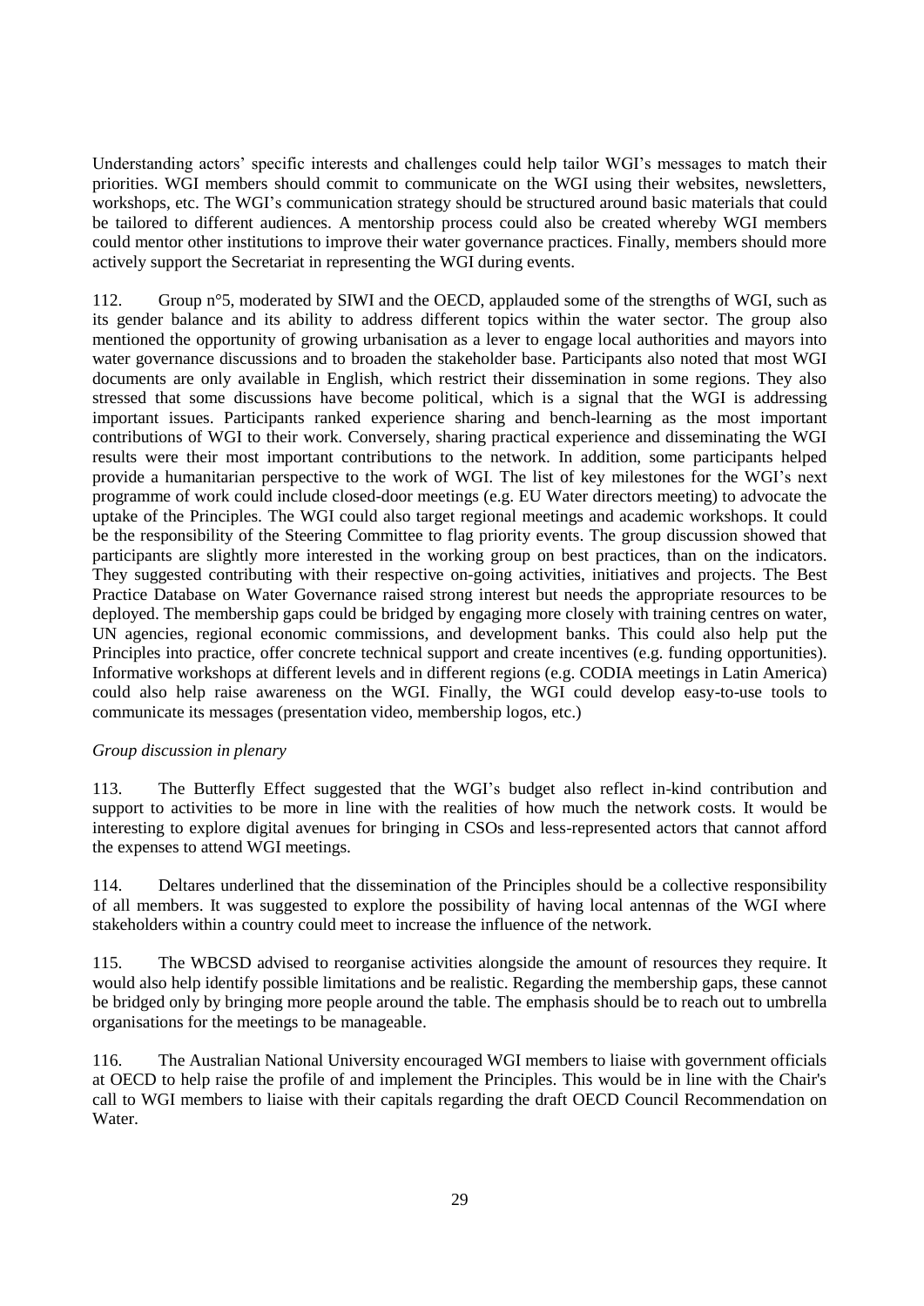Understanding actors' specific interests and challenges could help tailor WGI's messages to match their priorities. WGI members should commit to communicate on the WGI using their websites, newsletters, workshops, etc. The WGI's communication strategy should be structured around basic materials that could be tailored to different audiences. A mentorship process could also be created whereby WGI members could mentor other institutions to improve their water governance practices. Finally, members should more actively support the Secretariat in representing the WGI during events.

112. Group n°5, moderated by SIWI and the OECD, applauded some of the strengths of WGI, such as its gender balance and its ability to address different topics within the water sector. The group also mentioned the opportunity of growing urbanisation as a lever to engage local authorities and mayors into water governance discussions and to broaden the stakeholder base. Participants also noted that most WGI documents are only available in English, which restrict their dissemination in some regions. They also stressed that some discussions have become political, which is a signal that the WGI is addressing important issues. Participants ranked experience sharing and bench-learning as the most important contributions of WGI to their work. Conversely, sharing practical experience and disseminating the WGI results were their most important contributions to the network. In addition, some participants helped provide a humanitarian perspective to the work of WGI. The list of key milestones for the WGI's next programme of work could include closed-door meetings (e.g. EU Water directors meeting) to advocate the uptake of the Principles. The WGI could also target regional meetings and academic workshops. It could be the responsibility of the Steering Committee to flag priority events. The group discussion showed that participants are slightly more interested in the working group on best practices, than on the indicators. They suggested contributing with their respective on-going activities, initiatives and projects. The Best Practice Database on Water Governance raised strong interest but needs the appropriate resources to be deployed. The membership gaps could be bridged by engaging more closely with training centres on water, UN agencies, regional economic commissions, and development banks. This could also help put the Principles into practice, offer concrete technical support and create incentives (e.g. funding opportunities). Informative workshops at different levels and in different regions (e.g. CODIA meetings in Latin America) could also help raise awareness on the WGI. Finally, the WGI could develop easy-to-use tools to communicate its messages (presentation video, membership logos, etc.)

*Group discussion in plenary*

113. The Butterfly Effect suggested that the WGI's budget also reflect in-kind contribution and support to activities to be more in line with the realities of how much the network costs. It would be interesting to explore digital avenues for bringing in CSOs and less-represented actors that cannot afford the expenses to attend WGI meetings.

114. Deltares underlined that the dissemination of the Principles should be a collective responsibility of all members. It was suggested to explore the possibility of having local antennas of the WGI where stakeholders within a country could meet to increase the influence of the network.

115. The WBCSD advised to reorganise activities alongside the amount of resources they require. It would also help identify possible limitations and be realistic. Regarding the membership gaps, these cannot be bridged only by bringing more people around the table. The emphasis should be to reach out to umbrella organisations for the meetings to be manageable.

116. The Australian National University encouraged WGI members to liaise with government officials at OECD to help raise the profile of and implement the Principles. This would be in line with the Chair's call to WGI members to liaise with their capitals regarding the draft OECD Council Recommendation on Water.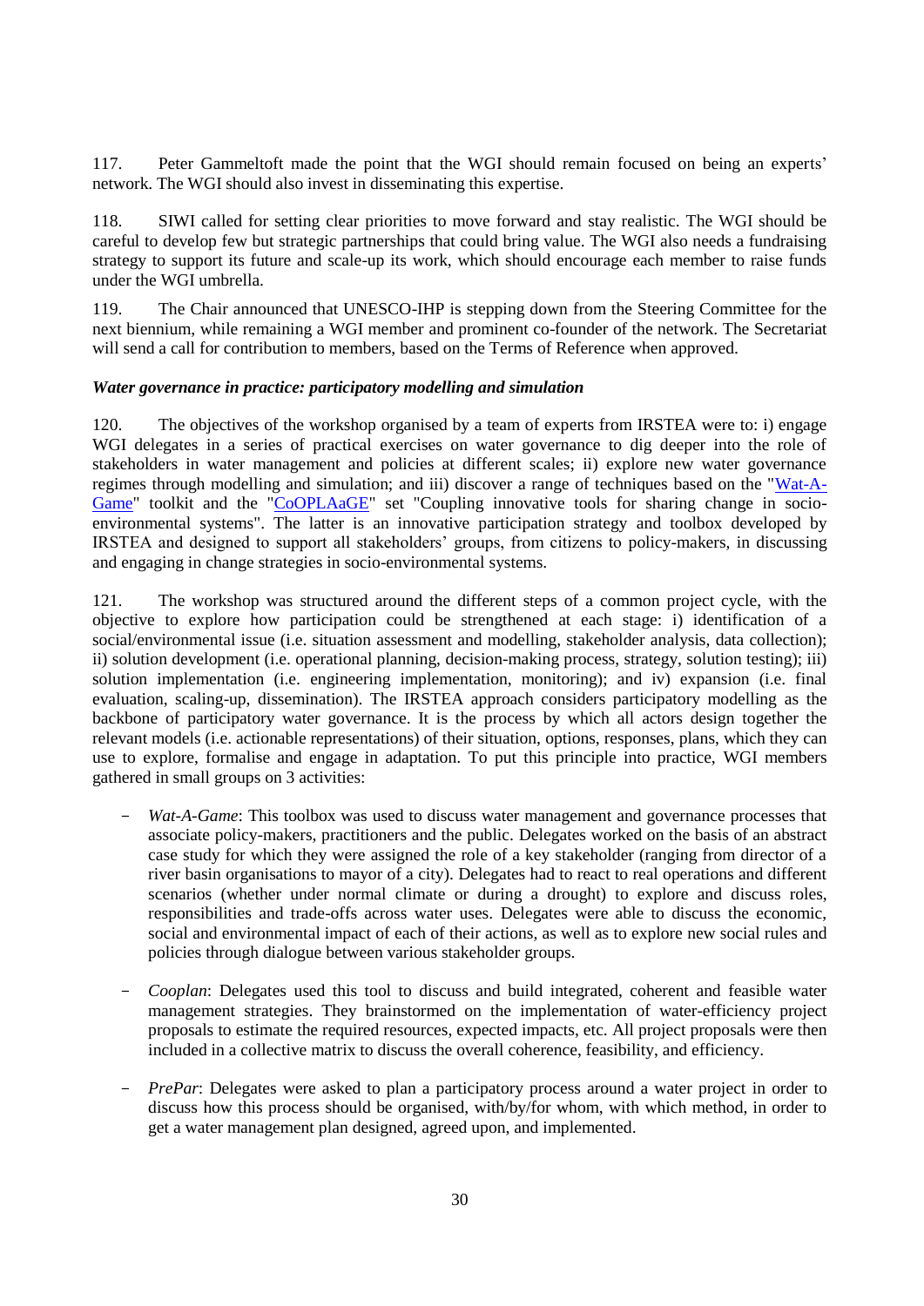117. Peter Gammeltoft made the point that the WGI should remain focused on being an experts' network. The WGI should also invest in disseminating this expertise.

118. SIWI called for setting clear priorities to move forward and stay realistic. The WGI should be careful to develop few but strategic partnerships that could bring value. The WGI also needs a fundraising strategy to support its future and scale-up its work, which should encourage each member to raise funds under the WGI umbrella.

119. The Chair announced that UNESCO-IHP is stepping down from the Steering Committee for the next biennium, while remaining a WGI member and prominent co-founder of the network. The Secretariat will send a call for contribution to members, based on the Terms of Reference when approved.

***Water governance in practice: participatory modelling and simulation***

120. The objectives of the workshop organised by a team of experts from IRSTEA were to: i) engage WGI delegates in a series of practical exercises on water governance to dig deeper into the role of stakeholders in water management and policies at different scales; ii) explore new water governance regimes through modelling and simulation; and iii) discover a range of techniques based on the "Wat-A-Game" toolkit and the "CoOPLAaGE" set "Coupling innovative tools for sharing change in socio-environmental systems". The latter is an innovative participation strategy and toolbox developed by IRSTEA and designed to support all stakeholders' groups, from citizens to policy-makers, in discussing and engaging in change strategies in socio-environmental systems.

121. The workshop was structured around the different steps of a common project cycle, with the objective to explore how participation could be strengthened at each stage: i) identification of a social/environmental issue (i.e. situation assessment and modelling, stakeholder analysis, data collection); ii) solution development (i.e. operational planning, decision-making process, strategy, solution testing); iii) solution implementation (i.e. engineering implementation, monitoring); and iv) expansion (i.e. final evaluation, scaling-up, dissemination). The IRSTEA approach considers participatory modelling as the backbone of participatory water governance. It is the process by which all actors design together the relevant models (i.e. actionable representations) of their situation, options, responses, plans, which they can use to explore, formalise and engage in adaptation. To put this principle into practice, WGI members gathered in small groups on 3 activities:

- *Wat-A-Game*: This toolbox was used to discuss water management and governance processes that associate policy-makers, practitioners and the public. Delegates worked on the basis of an abstract case study for which they were assigned the role of a key stakeholder (ranging from director of a river basin organisations to mayor of a city). Delegates had to react to real operations and different scenarios (whether under normal climate or during a drought) to explore and discuss roles, responsibilities and trade-offs across water uses. Delegates were able to discuss the economic, social and environmental impact of each of their actions, as well as to explore new social rules and policies through dialogue between various stakeholder groups.

- *Cooplan*: Delegates used this tool to discuss and build integrated, coherent and feasible water management strategies. They brainstormed on the implementation of water-efficiency project proposals to estimate the required resources, expected impacts, etc. All project proposals were then included in a collective matrix to discuss the overall coherence, feasibility, and efficiency.

- *PrePar*: Delegates were asked to plan a participatory process around a water project in order to discuss how this process should be organised, with/by/for whom, with which method, in order to get a water management plan designed, agreed upon, and implemented.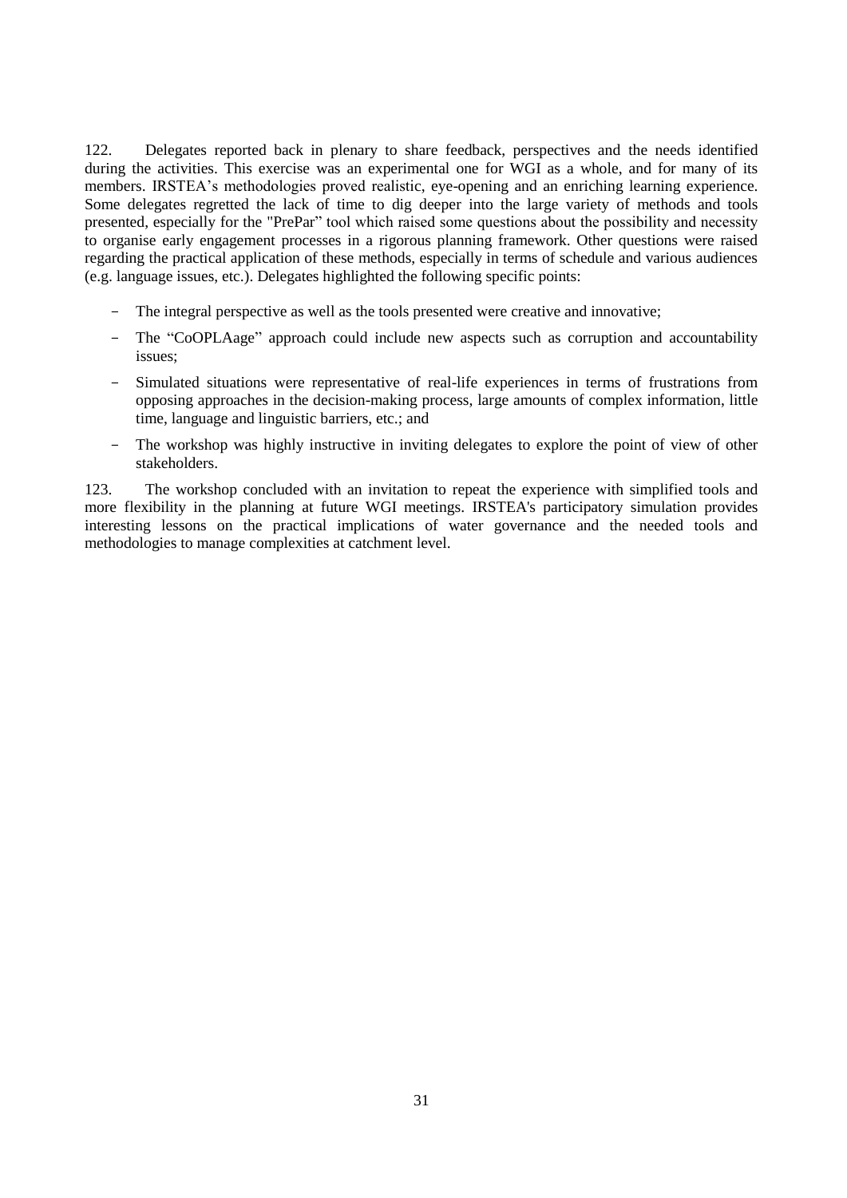122. Delegates reported back in plenary to share feedback, perspectives and the needs identified during the activities. This exercise was an experimental one for WGI as a whole, and for many of its members. IRSTEA's methodologies proved realistic, eye-opening and an enriching learning experience. Some delegates regretted the lack of time to dig deeper into the large variety of methods and tools presented, especially for the "PrePar" tool which raised some questions about the possibility and necessity to organise early engagement processes in a rigorous planning framework. Other questions were raised regarding the practical application of these methods, especially in terms of schedule and various audiences (e.g. language issues, etc.). Delegates highlighted the following specific points:

- The integral perspective as well as the tools presented were creative and innovative;
- The "CoOPLAage" approach could include new aspects such as corruption and accountability issues;
- Simulated situations were representative of real-life experiences in terms of frustrations from opposing approaches in the decision-making process, large amounts of complex information, little time, language and linguistic barriers, etc.; and
- The workshop was highly instructive in inviting delegates to explore the point of view of other stakeholders.

123. The workshop concluded with an invitation to repeat the experience with simplified tools and more flexibility in the planning at future WGI meetings. IRSTEA's participatory simulation provides interesting lessons on the practical implications of water governance and the needed tools and methodologies to manage complexities at catchment level.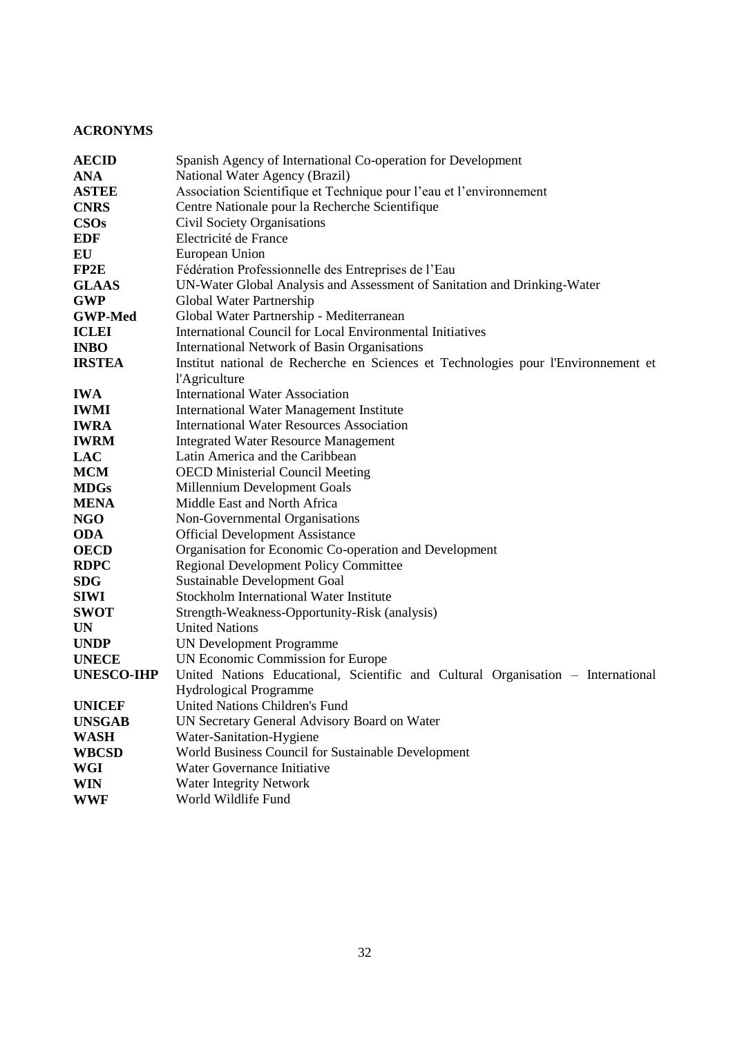## ACRONYMS

| | |
|---|---|
| **AECID** | Spanish Agency of International Co-operation for Development |
| **ANA** | National Water Agency (Brazil) |
| **ASTEE** | Association Scientifique et Technique pour l'eau et l'environnement |
| **CNRS** | Centre Nationale pour la Recherche Scientifique |
| **CSOs** | Civil Society Organisations |
| **EDF** | Electricité de France |
| **EU** | European Union |
| **FP2E** | Fédération Professionnelle des Entreprises de l'Eau |
| **GLAAS** | UN-Water Global Analysis and Assessment of Sanitation and Drinking-Water |
| **GWP** | Global Water Partnership |
| **GWP-Med** | Global Water Partnership - Mediterranean |
| **ICLEI** | International Council for Local Environmental Initiatives |
| **INBO** | International Network of Basin Organisations |
| **IRSTEA** | Institut national de Recherche en Sciences et Technologies pour l'Environnement et l'Agriculture |
| **IWA** | International Water Association |
| **IWMI** | International Water Management Institute |
| **IWRA** | International Water Resources Association |
| **IWRM** | Integrated Water Resource Management |
| **LAC** | Latin America and the Caribbean |
| **MCM** | OECD Ministerial Council Meeting |
| **MDGs** | Millennium Development Goals |
| **MENA** | Middle East and North Africa |
| **NGO** | Non-Governmental Organisations |
| **ODA** | Official Development Assistance |
| **OECD** | Organisation for Economic Co-operation and Development |
| **RDPC** | Regional Development Policy Committee |
| **SDG** | Sustainable Development Goal |
| **SIWI** | Stockholm International Water Institute |
| **SWOT** | Strength-Weakness-Opportunity-Risk (analysis) |
| **UN** | United Nations |
| **UNDP** | UN Development Programme |
| **UNECE** | UN Economic Commission for Europe |
| **UNESCO-IHP** | United Nations Educational, Scientific and Cultural Organisation – International Hydrological Programme |
| **UNICEF** | United Nations Children's Fund |
| **UNSGAB** | UN Secretary General Advisory Board on Water |
| **WASH** | Water-Sanitation-Hygiene |
| **WBCSD** | World Business Council for Sustainable Development |
| **WGI** | Water Governance Initiative |
| **WIN** | Water Integrity Network |
| **WWF** | World Wildlife Fund |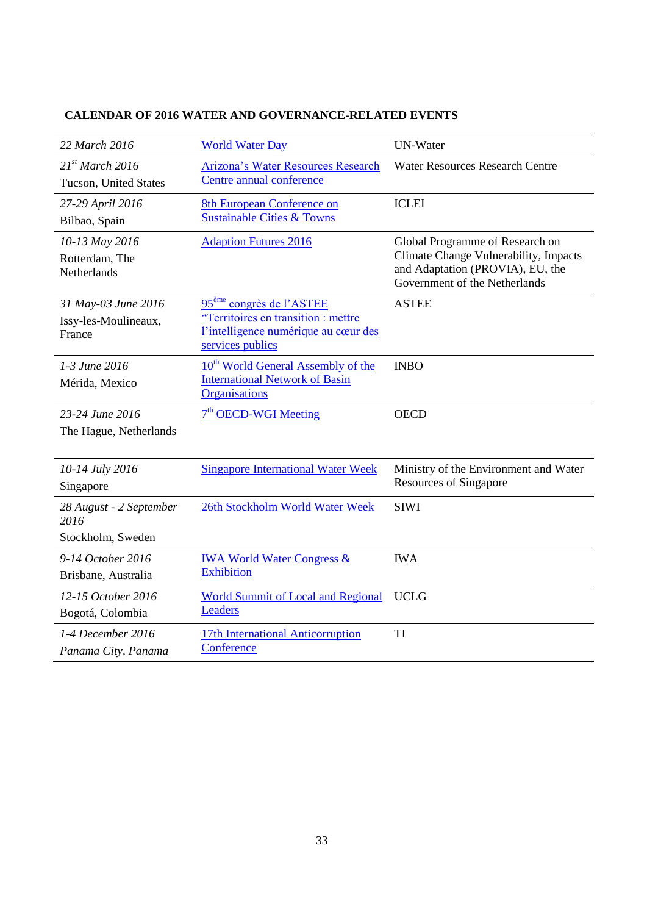**CALENDAR OF 2016 WATER AND GOVERNANCE-RELATED EVENTS**

| | | |
|---|---|---|
| *22 March 2016* | World Water Day | UN-Water |
| *21st March 2016*<br>Tucson, United States | Arizona's Water Resources Research Centre annual conference | Water Resources Research Centre |
| *27-29 April 2016*<br>Bilbao, Spain | 8th European Conference on Sustainable Cities & Towns | ICLEI |
| *10-13 May 2016*<br>Rotterdam, The Netherlands | Adaption Futures 2016 | Global Programme of Research on Climate Change Vulnerability, Impacts and Adaptation (PROVIA), EU, the Government of the Netherlands |
| *31 May-03 June 2016*<br>Issy-les-Moulineaux, France | 95ème congrès de l'ASTEE "Territoires en transition : mettre l'intelligence numérique au cœur des services publics | ASTEE |
| *1-3 June 2016*<br>Mérida, Mexico | 10th World General Assembly of the International Network of Basin Organisations | INBO |
| *23-24 June 2016*<br>The Hague, Netherlands | 7th OECD-WGI Meeting | OECD |
| *10-14 July 2016*<br>Singapore | Singapore International Water Week | Ministry of the Environment and Water Resources of Singapore |
| *28 August - 2 September 2016*<br>Stockholm, Sweden | 26th Stockholm World Water Week | SIWI |
| *9-14 October 2016*<br>Brisbane, Australia | IWA World Water Congress & Exhibition | IWA |
| *12-15 October 2016*<br>Bogotá, Colombia | World Summit of Local and Regional Leaders | UCLG |
| *1-4 December 2016*<br>*Panama City, Panama* | 17th International Anticorruption Conference | TI |